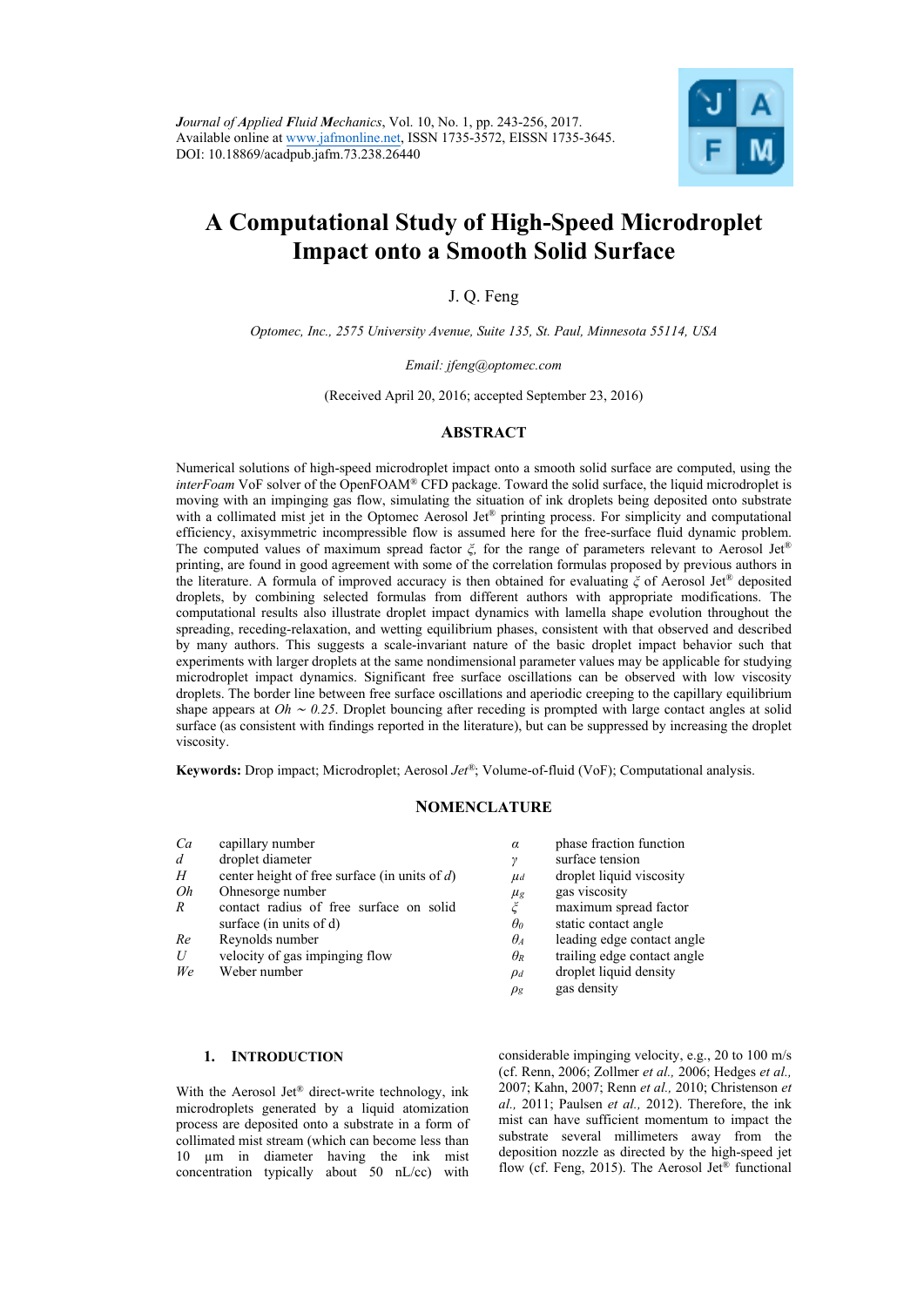# A Computational Study of High-Speed Microdroplet Impact onto a Smooth Solid Surface

J. Q. Feng

*Optomec, Inc., 2575 University Avenue, Suite 135, St. Paul, Minnesota 55114, USA*

*Email: jfeng@optomec.com*

(Received April 20, 2016; accepted September 23, 2016)

## ABSTRACT

Numerical solutions of high-speed microdroplet impact onto a smooth solid surface are computed, using the *interFoam* VoF solver of the OpenFOAM® CFD package. Toward the solid surface, the liquid microdroplet is moving with an impinging gas flow, simulating the situation of ink droplets being deposited onto substrate with a collimated mist jet in the Optomec Aerosol Jet® printing process. For simplicity and computational efficiency, axisymmetric incompressible flow is assumed here for the free-surface fluid dynamic problem. The computed values of maximum spread factor $\xi$, for the range of parameters relevant to Aerosol Jet® printing, are found in good agreement with some of the correlation formulas proposed by previous authors in the literature. A formula of improved accuracy is then obtained for evaluating $\xi$ of Aerosol Jet® deposited droplets, by combining selected formulas from different authors with appropriate modifications. The computational results also illustrate droplet impact dynamics with lamella shape evolution throughout the spreading, receding-relaxation, and wetting equilibrium phases, consistent with that observed and described by many authors. This suggests a scale-invariant nature of the basic droplet impact behavior such that experiments with larger droplets at the same nondimensional parameter values may be applicable for studying microdroplet impact dynamics. Significant free surface oscillations can be observed with low viscosity droplets. The border line between free surface oscillations and aperiodic creeping to the capillary equilibrium shape appears at $Oh \sim 0.25$. Droplet bouncing after receding is prompted with large contact angles at solid surface (as consistent with findings reported in the literature), but can be suppressed by increasing the droplet viscosity.

**Keywords:** Drop impact; Microdroplet; Aerosol *Jet*®; Volume-of-fluid (VoF); Computational analysis.

## NOMENCLATURE

| | | | |
|---|---|---|---|
| $Ca$ | capillary number | $\alpha$ | phase fraction function |
| $d$ | droplet diameter | $\gamma$ | surface tension |
| $H$ | center height of free surface (in units of $d$) | $\mu_d$ | droplet liquid viscosity |
| $Oh$ | Ohnesorge number | $\mu_g$ | gas viscosity |
| $R$ | contact radius of free surface on solid surface (in units of d) | $\xi$ | maximum spread factor |
| $Re$ | Reynolds number | $\theta_0$ | static contact angle |
| $U$ | velocity of gas impinging flow | $\theta_A$ | leading edge contact angle |
| $We$ | Weber number | $\theta_R$ | trailing edge contact angle |
| | | $\rho_d$ | droplet liquid density |
| | | $\rho_g$ | gas density |

## 1. INTRODUCTION

With the Aerosol Jet® direct-write technology, ink microdroplets generated by a liquid atomization process are deposited onto a substrate in a form of collimated mist stream (which can become less than 10 μm in diameter having the ink mist concentration typically about 50 nL/cc) with considerable impinging velocity, e.g., 20 to 100 m/s (cf. Renn, 2006; Zollmer *et al.,* 2006; Hedges *et al.,* 2007; Kahn, 2007; Renn *et al.,* 2010; Christenson *et al.,* 2011; Paulsen *et al.,* 2012). Therefore, the ink mist can have sufficient momentum to impact the substrate several millimeters away from the deposition nozzle as directed by the high-speed jet flow (cf. Feng, 2015). The Aerosol Jet® functional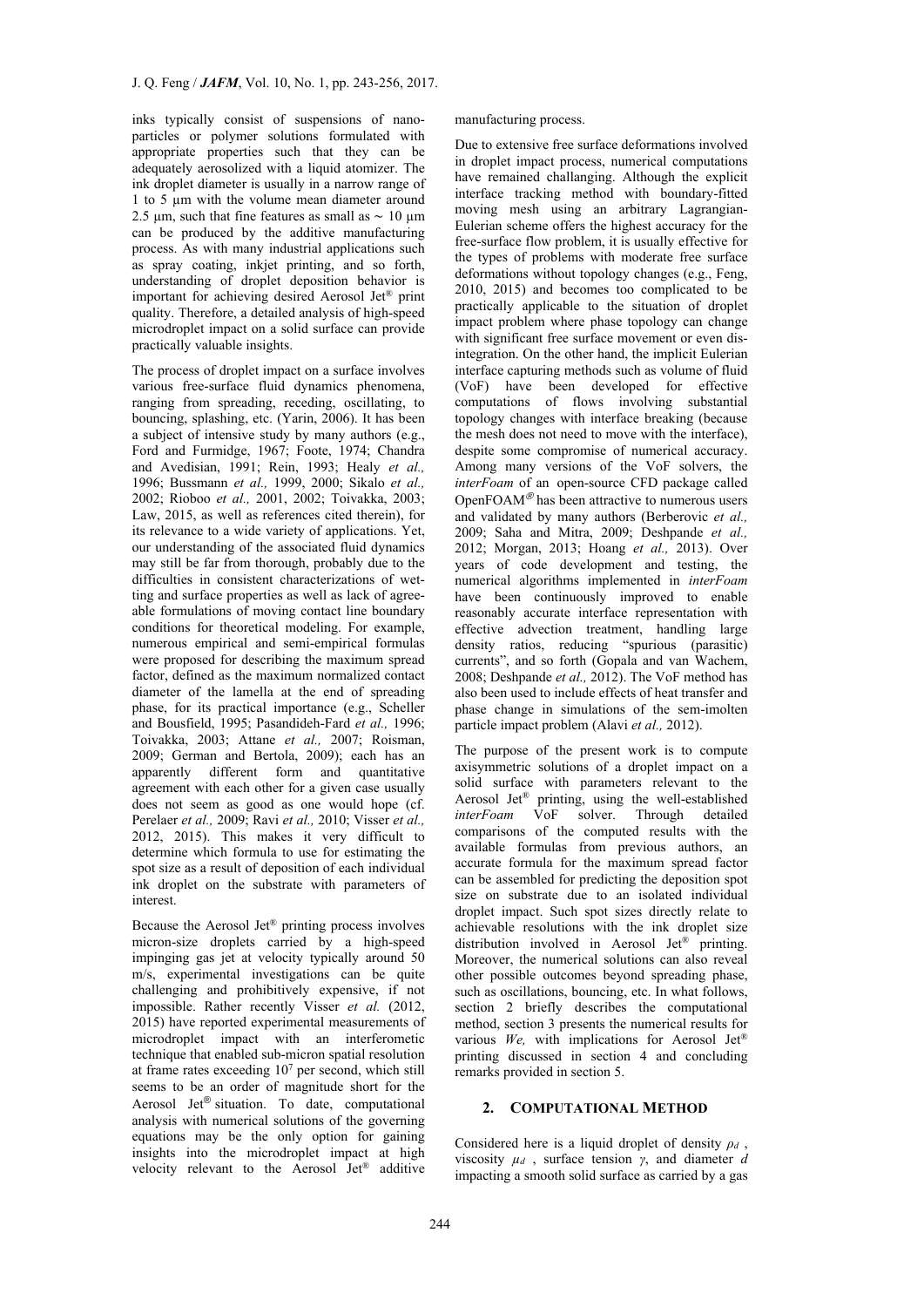inks typically consist of suspensions of nano-particles or polymer solutions formulated with appropriate properties such that they can be adequately aerosolized with a liquid atomizer. The ink droplet diameter is usually in a narrow range of 1 to 5 µm with the volume mean diameter around 2.5 µm, such that fine features as small as ~ 10 µm can be produced by the additive manufacturing process. As with many industrial applications such as spray coating, inkjet printing, and so forth, understanding of droplet deposition behavior is important for achieving desired Aerosol Jet® print quality. Therefore, a detailed analysis of high-speed microdroplet impact on a solid surface can provide practically valuable insights.

The process of droplet impact on a surface involves various free-surface fluid dynamics phenomena, ranging from spreading, receding, oscillating, to bouncing, splashing, etc. (Yarin, 2006). It has been a subject of intensive study by many authors (e.g., Ford and Furmidge, 1967; Foote, 1974; Chandra and Avedisian, 1991; Rein, 1993; Healy *et al.,* 1996; Bussmann *et al.,* 1999, 2000; Sikalo *et al.,* 2002; Rioboo *et al.,* 2001, 2002; Toivakka, 2003; Law, 2015, as well as references cited therein), for its relevance to a wide variety of applications. Yet, our understanding of the associated fluid dynamics may still be far from thorough, probably due to the difficulties in consistent characterizations of wetting and surface properties as well as lack of agreeable formulations of moving contact line boundary conditions for theoretical modeling. For example, numerous empirical and semi-empirical formulas were proposed for describing the maximum spread factor, defined as the maximum normalized contact diameter of the lamella at the end of spreading phase, for its practical importance (e.g., Scheller and Bousfield, 1995; Pasandideh-Fard *et al.,* 1996; Toivakka, 2003; Attane *et al.,* 2007; Roisman, 2009; German and Bertola, 2009); each has an apparently different form and quantitative agreement with each other for a given case usually does not seem as good as one would hope (cf. Perelaer *et al.,* 2009; Ravi *et al.,* 2010; Visser *et al.,* 2012, 2015). This makes it very difficult to determine which formula to use for estimating the spot size as a result of deposition of each individual ink droplet on the substrate with parameters of interest.

Because the Aerosol Jet® printing process involves micron-size droplets carried by a high-speed impinging gas jet at velocity typically around 50 m/s, experimental investigations can be quite challenging and prohibitively expensive, if not impossible. Rather recently Visser *et al.* (2012, 2015) have reported experimental measurements of microdroplet impact with an interferometic technique that enabled sub-micron spatial resolution at frame rates exceeding $10^7$ per second, which still seems to be an order of magnitude short for the Aerosol Jet® situation. To date, computational analysis with numerical solutions of the governing equations may be the only option for gaining insights into the microdroplet impact at high velocity relevant to the Aerosol Jet® additive manufacturing process.

Due to extensive free surface deformations involved in droplet impact process, numerical computations have remained challanging. Although the explicit interface tracking method with boundary-fitted moving mesh using an arbitrary Lagrangian-Eulerian scheme offers the highest accuracy for the free-surface flow problem, it is usually effective for the types of problems with moderate free surface deformations without topology changes (e.g., Feng, 2010, 2015) and becomes too complicated to be practically applicable to the situation of droplet impact problem where phase topology can change with significant free surface movement or even dis-integration. On the other hand, the implicit Eulerian interface capturing methods such as volume of fluid (VoF) have been developed for effective computations of flows involving substantial topology changes with interface breaking (because the mesh does not need to move with the interface), despite some compromise of numerical accuracy. Among many versions of the VoF solvers, the *interFoam* of an open-source CFD package called OpenFOAM® has been attractive to numerous users and validated by many authors (Berberovic *et al.,* 2009; Saha and Mitra, 2009; Deshpande *et al.,* 2012; Morgan, 2013; Hoang *et al.,* 2013). Over years of code development and testing, the numerical algorithms implemented in *interFoam* have been continuously improved to enable reasonably accurate interface representation with effective advection treatment, handling large density ratios, reducing "spurious (parasitic) currents", and so forth (Gopala and van Wachem, 2008; Deshpande *et al.,* 2012). The VoF method has also been used to include effects of heat transfer and phase change in simulations of the sem-imolten particle impact problem (Alavi *et al.,* 2012).

The purpose of the present work is to compute axisymmetric solutions of a droplet impact on a solid surface with parameters relevant to the Aerosol Jet® printing, using the well-established *interFoam* VoF solver. Through detailed comparisons of the computed results with the available formulas from previous authors, an accurate formula for the maximum spread factor can be assembled for predicting the deposition spot size on substrate due to an isolated individual droplet impact. Such spot sizes directly relate to achievable resolutions with the ink droplet size distribution involved in Aerosol Jet® printing. Moreover, the numerical solutions can also reveal other possible outcomes beyond spreading phase, such as oscillations, bouncing, etc. In what follows, section 2 briefly describes the computational method, section 3 presents the numerical results for various *We,* with implications for Aerosol Jet® printing discussed in section 4 and concluding remarks provided in section 5.

## 2. COMPUTATIONAL METHOD

Considered here is a liquid droplet of density $\rho_d$ , viscosity $\mu_d$ , surface tension $\gamma$, and diameter $d$ impacting a smooth solid surface as carried by a gas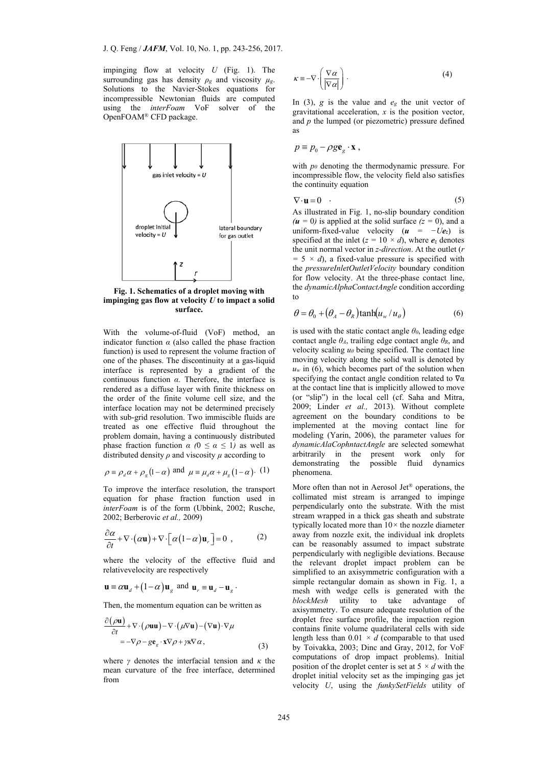impinging flow at velocity $U$ (Fig. 1). The surrounding gas has density $\rho_g$ and viscosity $\mu_g$. Solutions to the Navier-Stokes equations for incompressible Newtonian fluids are computed using the *interFoam* VoF solver of the OpenFOAM® CFD package.

**Fig. 1. Schematics of a droplet moving with impinging gas flow at velocity $U$ to impact a solid surface.**

With the volume-of-fluid (VoF) method, an indicator function $\alpha$ (also called the phase fraction function) is used to represent the volume fraction of one of the phases. The discontinuity at a gas-liquid interface is represented by a gradient of the continuous function $\alpha$. Therefore, the interface is rendered as a diffuse layer with finite thickness on the order of the finite volume cell size, and the interface location may not be determined precisely with sub-grid resolution. Two immiscible fluids are treated as one effective fluid throughout the problem domain, having a continuously distributed phase fraction function $\alpha$ $(0 \le \alpha \le 1)$ as well as distributed density $\rho$ and viscosity $\mu$ according to

$$\rho \equiv \rho_d \alpha + \rho_g (1-\alpha) \text{ and } \mu \equiv \mu_d \alpha + \mu_g (1-\alpha) \cdot \quad (1)$$

To improve the interface resolution, the transport equation for phase fraction function used in *interFoam* is of the form (Ubbink, 2002; Rusche, 2002; Berberovic *et al.,* 2009)

$$\frac{\partial \alpha}{\partial t} + \nabla \cdot (\alpha \mathbf{u}) + \nabla \cdot \left[ \alpha (1-\alpha) \mathbf{u}_r \right] = 0 \ , \quad (2)$$

where the velocity of the effective fluid and relativevelocity are respectively

$$\mathbf{u} \equiv \alpha \mathbf{u}_d + (1-\alpha) \mathbf{u}_g \text{ and } \mathbf{u}_r \equiv \mathbf{u}_d - \mathbf{u}_g \ .$$

Then, the momentum equation can be written as

$$\frac{\partial (\rho \mathbf{u})}{\partial t} + \nabla \cdot (\rho \mathbf{u} \mathbf{u}) - \nabla \cdot (\mu \nabla \mathbf{u}) - (\nabla \mathbf{u}) \cdot \nabla \mu = -\nabla p - g \mathbf{e}_g \cdot \mathbf{x} \nabla \rho + \gamma \kappa \nabla \alpha , \quad (3)$$

where $\gamma$ denotes the interfacial tension and $\kappa$ the mean curvature of the free interface, determined from

$$\kappa \equiv -\nabla \cdot \left( \frac{\nabla \alpha}{|\nabla \alpha|} \right) . \quad (4)$$

In (3), $g$ is the value and $e_g$ the unit vector of gravitational acceleration, $x$ is the position vector, and $p$ the lumped (or piezometric) pressure defined as

$$p \equiv p_0 - \rho g \mathbf{e}_g \cdot \mathbf{x} \ ,$$

with $p_0$ denoting the thermodynamic pressure. For incompressible flow, the velocity field also satisfies the continuity equation

$$\nabla \cdot \mathbf{u} = 0 \quad \cdot \quad (5)$$

As illustrated in Fig. 1, no-slip boundary condition ($\boldsymbol{u}$ = 0) is applied at the solid surface ($z$ = 0), and a uniform-fixed-value velocity ($\boldsymbol{u}$ = $-U\boldsymbol{e}_z$) is specified at the inlet ($z$ = 10 × $d$), where $\boldsymbol{e}_z$ denotes the unit normal vector in *z-direction*. At the outlet ($r$ = 5 × $d$), a fixed-value pressure is specified with the *pressureInletOutletVelocity* boundary condition for flow velocity. At the three-phase contact line, the *dynamicAlphaContactAngle* condition according to

$$\theta = \theta_0 + (\theta_A - \theta_R) \tanh(u_w / u_\theta) \quad (6)$$

is used with the static contact angle $\theta_0$, leading edge contact angle $\theta_A$, trailing edge contact angle $\theta_R$, and velocity scaling $u_\theta$ being specified. The contact line moving velocity along the solid wall is denoted by $u_w$ in (6), which becomes part of the solution when specifying the contact angle condition related to $\nabla\alpha$ at the contact line that is implicitly allowed to move (or "slip") in the local cell (cf. Saha and Mitra, 2009; Linder *et al.,* 2013). Without complete agreement on the boundary conditions to be implemented at the moving contact line for modeling (Yarin, 2006), the parameter values for *dynamicAlaCophntactAngle* are selected somewhat arbitrarily in the present work only for demonstrating the possible fluid dynamics phenomena.

More often than not in Aerosol Jet® operations, the collimated mist stream is arranged to impinge perpendicularly onto the substrate. With the mist stream wrapped in a thick gas sheath and substrate typically located more than 10× the nozzle diameter away from nozzle exit, the individual ink droplets can be reasonably assumed to impact substrate perpendicularly with negligible deviations. Because the relevant droplet impact problem can be simplified to an axisymmetric configuration with a simple rectangular domain as shown in Fig. 1, a mesh with wedge cells is generated with the *blockMesh* utility to take advantage of axisymmetry. To ensure adequate resolution of the droplet free surface profile, the impaction region contains finite volume quadrilateral cells with side length less than 0.01 × $d$ (comparable to that used by Toivakka, 2003; Dinc and Gray, 2012, for VoF computations of drop impact problems). Initial position of the droplet center is set at 5 × $d$ with the droplet initial velocity set as the impinging gas jet velocity $U$, using the *funkySetFields* utility of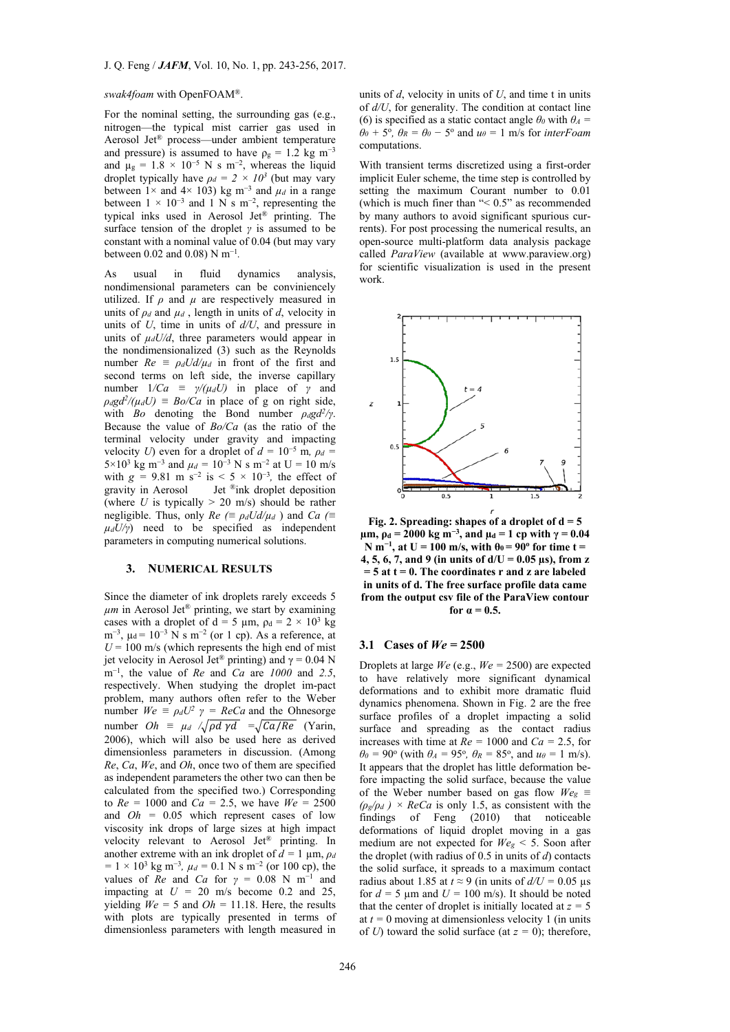*swak4foam* with OpenFOAM®.

For the nominal setting, the surrounding gas (e.g., nitrogen—the typical mist carrier gas used in Aerosol Jet® process—under ambient temperature and pressure) is assumed to have $\rho_g = 1.2$ kg m$^{-3}$ and $\mu_g = 1.8 \times 10^{-5}$ N s m$^{-2}$, whereas the liquid droplet typically have $\rho_d = 2 \times 10^3$ (but may vary between 1× and 4× 103) kg m$^{-3}$ and $\mu_d$ in a range between $1 \times 10^{-3}$ and 1 N s m$^{-2}$, representing the typical inks used in Aerosol Jet® printing. The surface tension of the droplet $\gamma$ is assumed to be constant with a nominal value of 0.04 (but may vary between 0.02 and 0.08) N m$^{-1}$.

As usual in fluid dynamics analysis, nondimensional parameters can be conviniencely utilized. If $\rho$ and $\mu$ are respectively measured in units of $\rho_d$ and $\mu_d$ , length in units of $d$, velocity in units of $U$, time in units of $d/U$, and pressure in units of $\mu_d U/d$, three parameters would appear in the nondimensionalized (3) such as the Reynolds number $Re \equiv \rho_d U d/\mu_d$ in front of the first and second terms on left side, the inverse capillary number $1/Ca \equiv \gamma/(\mu_d U)$ in place of $\gamma$ and $\rho_d g d^2/(\mu_d U) \equiv Bo/Ca$ in place of g on right side, with *Bo* denoting the Bond number $\rho_d g d^2/\gamma$. Because the value of $Bo/Ca$ (as the ratio of the terminal velocity under gravity and impacting velocity $U$) even for a droplet of $d = 10^{-5}$ m, $\rho_d = 5{\times}10^3$ kg m$^{-3}$ and $\mu_d = 10^{-3}$ N s m$^{-2}$ at U = 10 m/s with $g$ = 9.81 m s$^{-2}$ is < 5 × 10$^{-3}$, the effect of gravity in Aerosol Jet ®ink droplet deposition (where $U$ is typically > 20 m/s) should be negligible. Thus, only $Re$ ($\equiv \rho_d U d/\mu_d$ ) and $Ca$ ($\equiv \mu_d U/\gamma$) need to be specified as independent parameters in computing numerical solutions.

## 3. Numerical Results

Since the diameter of ink droplets rarely exceeds 5 $\mu m$ in Aerosol Jet® printing, we start by examining cases with a droplet of d = 5 µm, $\rho_d = 2 \times 10^3$ kg m$^{-3}$, $\mu_d = 10^{-3}$ N s m$^{-2}$ (or 1 cp). As a reference, at $U$ = 100 m/s (which represents the high end of mist jet velocity in Aerosol Jet® printing) and $\gamma$ = 0.04 N m$^{-1}$, the value of $Re$ and $Ca$ are *1000* and *2.5*, respectively. When studying the droplet im-pact problem, many authors often refer to the Weber number $We \equiv \rho_d U^2\ \gamma = ReCa$ and the Ohnesorge number $Oh \equiv \mu_d /\sqrt{\rho d\ \gamma d} = \sqrt{Ca/Re}$ (Yarin, 2006), which will also be used here as derived dimensionless parameters in discussion. (Among $Re$, $Ca$, $We$, and $Oh$, once two of them are specified as independent parameters the other two can then be calculated from the specified two.) Corresponding to $Re$ = 1000 and $Ca$ = 2.5, we have $We$ = 2500 and $Oh$ = 0.05 which represent cases of low viscosity ink drops of large sizes at high impact velocity relevant to Aerosol Jet® printing. In another extreme with an ink droplet of $d$ = 1 µm, $\rho_d = 1 \times 10^3$ kg m$^{-3}$, $\mu_d = 0.1$ N s m$^{-2}$ (or 100 cp), the values of $Re$ and $Ca$ for $\gamma$ = 0.08 N m$^{-1}$ and impacting at $U$ = 20 m/s become 0.2 and 25, yielding $We$ = 5 and $Oh$ = 11.18. Here, the results with plots are typically presented in terms of dimensionless parameters with length measured in units of $d$, velocity in units of $U$, and time t in units of $d/U$, for generality. The condition at contact line (6) is specified as a static contact angle $\theta_0$ with $\theta_A = \theta_0 + 5°$, $\theta_R = \theta_0 - 5°$ and $u_\theta$ = 1 m/s for *interFoam* computations.

With transient terms discretized using a first-order implicit Euler scheme, the time step is controlled by setting the maximum Courant number to 0.01 (which is much finer than "< 0.5" as recommended by many authors to avoid significant spurious currents). For post processing the numerical results, an open-source multi-platform data analysis package called *ParaView* (available at www.paraview.org) for scientific visualization is used in the present work.

**Fig. 2. Spreading: shapes of a droplet of d = 5 µm, $\rho_d$ = 2000 kg m$^{-3}$, and $\mu_d$ = 1 cp with $\gamma$ = 0.04 N m$^{-1}$, at U = 100 m/s, with $\theta_0$ = 90° for time t = 4, 5, 6, 7, and 9 (in units of d/U = 0.05 µs), from z = 5 at t = 0. The coordinates r and z are labeled in units of d. The free surface profile data came from the output csv file of the ParaView contour for α = 0.5.**

### 3.1 Cases of *We* = 2500

Droplets at large $We$ (e.g., $We$ = 2500) are expected to have relatively more significant dynamical deformations and to exhibit more dramatic fluid dynamics phenomena. Shown in Fig. 2 are the free surface profiles of a droplet impacting a solid surface and spreading as the contact radius increases with time at $Re$ = 1000 and $Ca$ = 2.5, for $\theta_0$ = 90° (with $\theta_A$ = 95°, $\theta_R$ = 85°, and $u_\theta$ = 1 m/s). It appears that the droplet has little deformation be-fore impacting the solid surface, because the value of the Weber number based on gas flow $We_g \equiv (\rho_g/\rho_d) \times ReCa$ is only 1.5, as consistent with the findings of Feng (2010) that noticeable deformations of liquid droplet moving in a gas medium are not expected for $We_g$ < 5. Soon after the droplet (with radius of 0.5 in units of $d$) contacts the solid surface, it spreads to a maximum contact radius about 1.85 at $t \approx 9$ (in units of $d/U$ = 0.05 µs for $d$ = 5 µm and $U$ = 100 m/s). It should be noted that the center of droplet is initially located at $z$ = 5 at $t$ = 0 moving at dimensionless velocity 1 (in units of $U$) toward the solid surface (at $z$ = 0); therefore,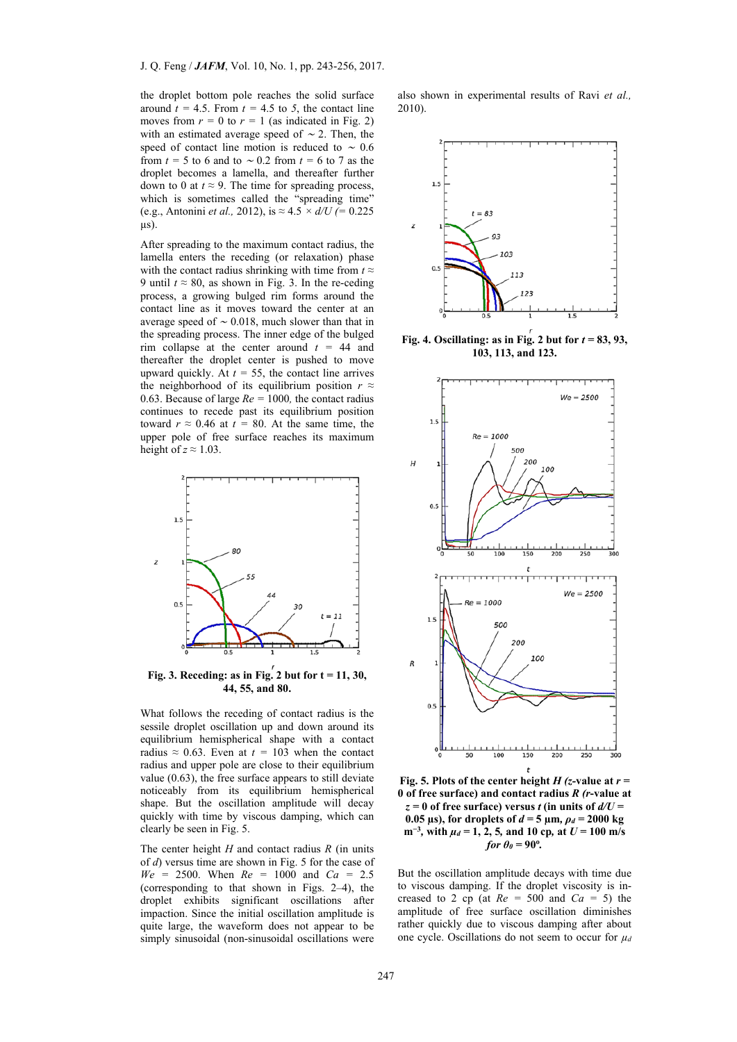the droplet bottom pole reaches the solid surface around $t$ = 4.5. From $t$ = 4.5 to 5, the contact line moves from $r$ = 0 to $r$ = 1 (as indicated in Fig. 2) with an estimated average speed of ~ 2. Then, the speed of contact line motion is reduced to ~ 0.6 from $t$ = 5 to 6 and to ~ 0.2 from $t$ = 6 to 7 as the droplet becomes a lamella, and thereafter further down to 0 at $t$ ≈ 9. The time for spreading process, which is sometimes called the "spreading time" (e.g., Antonini *et al.,* 2012), is ≈ 4.5 × $d/U$ (= 0.225 μs).

After spreading to the maximum contact radius, the lamella enters the receding (or relaxation) phase with the contact radius shrinking with time from $t$ ≈ 9 until $t$ ≈ 80, as shown in Fig. 3. In the re-ceding process, a growing bulged rim forms around the contact line as it moves toward the center at an average speed of ~ 0.018, much slower than that in the spreading process. The inner edge of the bulged rim collapse at the center around $t$ = 44 and thereafter the droplet center is pushed to move upward quickly. At $t$ = 55, the contact line arrives the neighborhood of its equilibrium position $r$ ≈ 0.63. Because of large $Re$ = 1000, the contact radius continues to recede past its equilibrium position toward $r$ ≈ 0.46 at $t$ = 80. At the same time, the upper pole of free surface reaches its maximum height of $z$ ≈ 1.03.

**Fig. 3. Receding: as in Fig. 2 but for t = 11, 30, 44, 55, and 80.**

What follows the receding of contact radius is the sessile droplet oscillation up and down around its equilibrium hemispherical shape with a contact radius ≈ 0.63. Even at $t$ = 103 when the contact radius and upper pole are close to their equilibrium value (0.63), the free surface appears to still deviate noticeably from its equilibrium hemispherical shape. But the oscillation amplitude will decay quickly with time by viscous damping, which can clearly be seen in Fig. 5.

The center height $H$ and contact radius $R$ (in units of $d$) versus time are shown in Fig. 5 for the case of $We$ = 2500. When $Re$ = 1000 and $Ca$ = 2.5 (corresponding to that shown in Figs. 2–4), the droplet exhibits significant oscillations after impaction. Since the initial oscillation amplitude is quite large, the waveform does not appear to be simply sinusoidal (non-sinusoidal oscillations were also shown in experimental results of Ravi *et al.,* 2010).

**Fig. 4. Oscillating: as in Fig. 2 but for $t$ = 83, 93, 103, 113, and 123.**

**Fig. 5. Plots of the center height $H$ ($z$-value at $r$ = 0 of free surface) and contact radius $R$ ($r$-value at $z$ = 0 of free surface) versus $t$ (in units of $d/U$ = 0.05 μs), for droplets of $d$ = 5 μm, $\rho_d$ = 2000 kg m$^{-3}$, with $\mu_d$ = 1, 2, 5, and 10 cp, at $U$ = 100 m/s for $\theta_0$ = 90º.**

But the oscillation amplitude decays with time due to viscous damping. If the droplet viscosity is in-creased to 2 cp (at $Re$ = 500 and $Ca$ = 5) the amplitude of free surface oscillation diminishes rather quickly due to viscous damping after about one cycle. Oscillations do not seem to occur for $\mu_d$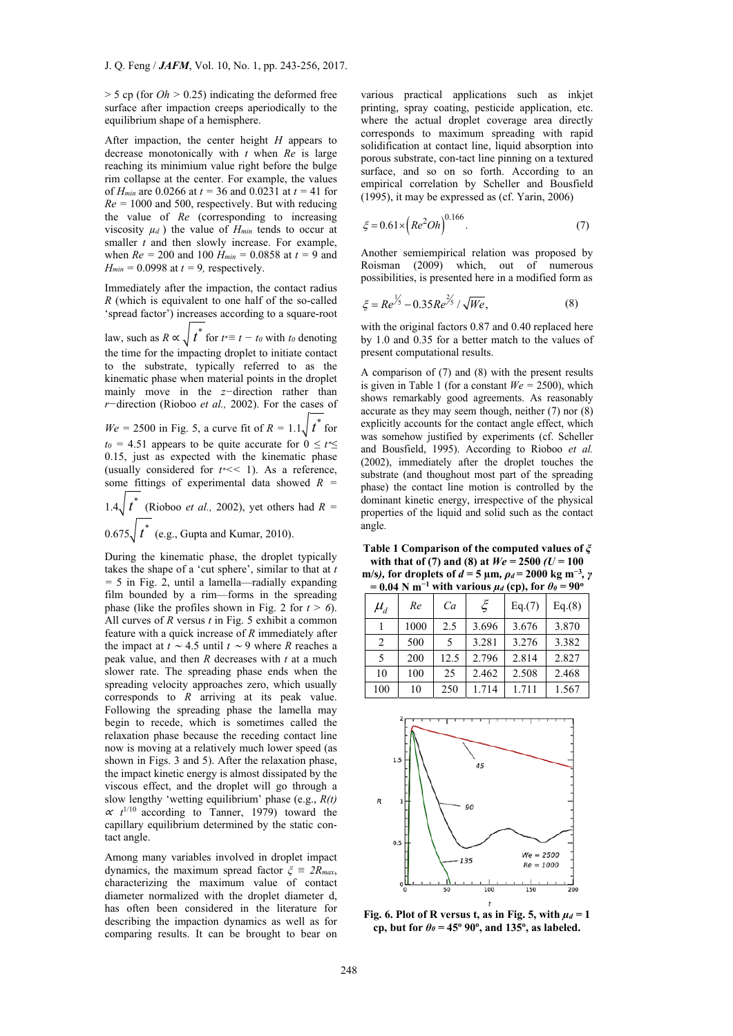> 5 cp (for $Oh$ > 0.25) indicating the deformed free surface after impaction creeps aperiodically to the equilibrium shape of a hemisphere.

After impaction, the center height $H$ appears to decrease monotonically with $t$ when $Re$ is large reaching its minimium value right before the bulge rim collapse at the center. For example, the values of $H_{min}$ are 0.0266 at $t$ = 36 and 0.0231 at $t$ = 41 for $Re$ = 1000 and 500, respectively. But with reducing the value of $Re$ (corresponding to increasing viscosity $\mu_d$ ) the value of $H_{min}$ tends to occur at smaller $t$ and then slowly increase. For example, when $Re$ = 200 and 100 $H_{min}$ = 0.0858 at $t$ = 9 and $H_{min}$ = 0.0998 at $t$ = 9, respectively.

Immediately after the impaction, the contact radius $R$ (which is equivalent to one half of the so-called 'spread factor') increases according to a square-root law, such as $R \propto \sqrt{t^*}$ for $t^* \equiv t - t_0$ with $t_0$ denoting the time for the impacting droplet to initiate contact to the substrate, typically referred to as the kinematic phase when material points in the droplet mainly move in the $z$−direction rather than $r$−direction (Rioboo *et al.,* 2002). For the cases of $We$ = 2500 in Fig. 5, a curve fit of $R = 1.1\sqrt{t^*}$ for $t_0$ = 4.51 appears to be quite accurate for $0 \le t^* \le 0.15$, just as expected with the kinematic phase (usually considered for $t^* << 1$). As a reference, some fittings of experimental data showed $R = 1.4\sqrt{t^*}$ (Rioboo *et al.,* 2002), yet others had $R = 0.675\sqrt{t^*}$ (e.g., Gupta and Kumar, 2010).

During the kinematic phase, the droplet typically takes the shape of a 'cut sphere', similar to that at $t$ = 5 in Fig. 2, until a lamella—radially expanding film bounded by a rim—forms in the spreading phase (like the profiles shown in Fig. 2 for $t$ > 6). All curves of $R$ versus $t$ in Fig. 5 exhibit a common feature with a quick increase of $R$ immediately after the impact at $t$ ∼ 4.5 until $t$ ∼ 9 where $R$ reaches a peak value, and then $R$ decreases with $t$ at a much slower rate. The spreading phase ends when the spreading velocity approaches zero, which usually corresponds to $R$ arriving at its peak value. Following the spreading phase the lamella may begin to recede, which is sometimes called the relaxation phase because the receding contact line now is moving at a relatively much lower speed (as shown in Figs. 3 and 5). After the relaxation phase, the impact kinetic energy is almost dissipated by the viscous effect, and the droplet will go through a slow lengthy 'wetting equilibrium' phase (e.g., $R(t) \propto t^{1/10}$ according to Tanner, 1979) toward the capillary equilibrium determined by the static con-tact angle.

Among many variables involved in droplet impact dynamics, the maximum spread factor $\xi \equiv 2R_{max}$, characterizing the maximum value of contact diameter normalized with the droplet diameter d, has often been considered in the literature for describing the impaction dynamics as well as for comparing results. It can be brought to bear on various practical applications such as inkjet printing, spray coating, pesticide application, etc. where the actual droplet coverage area directly corresponds to maximum spreading with rapid solidification at contact line, liquid absorption into porous substrate, con-tact line pinning on a textured surface, and so on so forth. According to an empirical correlation by Scheller and Bousfield (1995), it may be expressed as (cf. Yarin, 2006)

$$\xi = 0.61 \times \left(Re^2 Oh\right)^{0.166}. \tag{7}$$

Another semiempirical relation was proposed by Roisman (2009) which, out of numerous possibilities, is presented here in a modified form as

$$\xi = Re^{1/5} - 0.35 Re^{2/5} / \sqrt{We}, \tag{8}$$

with the original factors 0.87 and 0.40 replaced here by 1.0 and 0.35 for a better match to the values of present computational results.

A comparison of (7) and (8) with the present results is given in Table 1 (for a constant $We$ = 2500), which shows remarkably good agreements. As reasonably accurate as they may seem though, neither (7) nor (8) explicitly accounts for the contact angle effect, which was somehow justified by experiments (cf. Scheller and Bousfield, 1995). According to Rioboo *et al.* (2002), immediately after the droplet touches the substrate (and thoughout most part of the spreading phase) the contact line motion is controlled by the dominant kinetic energy, irrespective of the physical properties of the liquid and solid such as the contact angle.

**Table 1 Comparison of the computed values of $\xi$ with that of (7) and (8) at $We$ = 2500 ($U$ = 100 m/s), for droplets of $d$ = 5 μm, $\rho_d$ = 2000 kg m$^{-3}$, $\gamma$ = 0.04 N m$^{-1}$ with various $\mu_d$ (cp), for $\theta_0$ = 90°**

| $\mu_d$ | $Re$ | $Ca$ | $\xi$ | Eq.(7) | Eq.(8) |
|---|---|---|---|---|---|
| 1 | 1000 | 2.5 | 3.696 | 3.676 | 3.870 |
| 2 | 500 | 5 | 3.281 | 3.276 | 3.382 |
| 5 | 200 | 12.5 | 2.796 | 2.814 | 2.827 |
| 10 | 100 | 25 | 2.462 | 2.508 | 2.468 |
| 100 | 10 | 250 | 1.714 | 1.711 | 1.567 |

**Fig. 6. Plot of R versus t, as in Fig. 5, with $\mu_d$ = 1 cp, but for $\theta_0$ = 45° 90°, and 135°, as labeled.**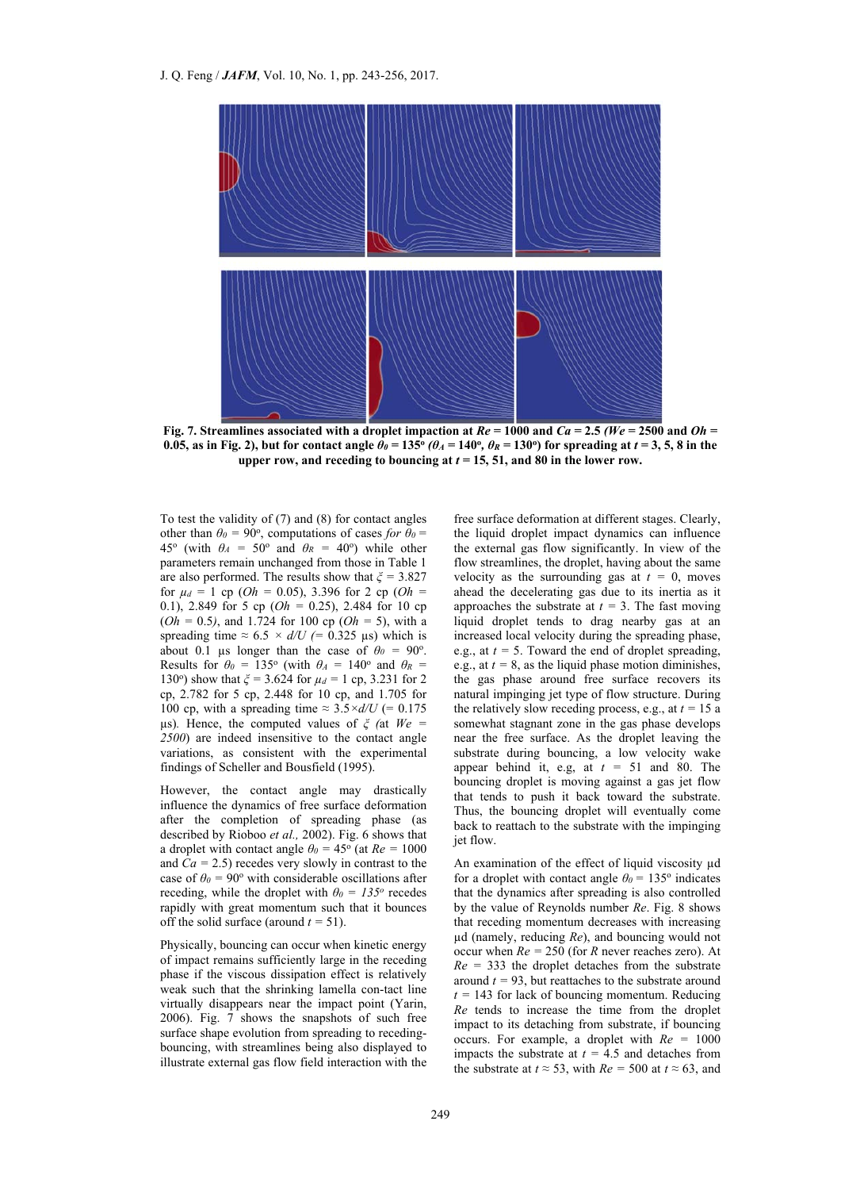**Fig. 7. Streamlines associated with a droplet impaction at $Re$ = 1000 and $Ca$ = 2.5 ($We$ = 2500 and $Oh$ = 0.05, as in Fig. 2), but for contact angle $\theta_0$ = 135° ($\theta_A$ = 140°, $\theta_R$ = 130°) for spreading at $t$ = 3, 5, 8 in the upper row, and receding to bouncing at $t$ = 15, 51, and 80 in the lower row.**

To test the validity of (7) and (8) for contact angles other than $\theta_0$ = 90°, computations of cases *for* $\theta_0$ = 45° (with $\theta_A$ = 50° and $\theta_R$ = 40°) while other parameters remain unchanged from those in Table 1 are also performed. The results show that $\xi$ = 3.827 for $\mu_d$ = 1 cp ($Oh$ = 0.05), 3.396 for 2 cp ($Oh$ = 0.1), 2.849 for 5 cp ($Oh$ = 0.25), 2.484 for 10 cp ($Oh$ = 0.5), and 1.724 for 100 cp ($Oh$ = 5), with a spreading time ≈ 6.5 × $d/U$ (= 0.325 μs) which is about 0.1 μs longer than the case of $\theta_0$ = 90°. Results for $\theta_0$ = 135° (with $\theta_A$ = 140° and $\theta_R$ = 130°) show that $\xi$ = 3.624 for $\mu_d$ = 1 cp, 3.231 for 2 cp, 2.782 for 5 cp, 2.448 for 10 cp, and 1.705 for 100 cp, with a spreading time ≈ 3.5×$d/U$ (= 0.175 μs). Hence, the computed values of $\xi$ *(*at *We = 2500*) are indeed insensitive to the contact angle variations, as consistent with the experimental findings of Scheller and Bousfield (1995).

However, the contact angle may drastically influence the dynamics of free surface deformation after the completion of spreading phase (as described by Rioboo *et al.,* 2002). Fig. 6 shows that a droplet with contact angle $\theta_0$ = 45° (at $Re$ = 1000 and $Ca$ = 2.5) recedes very slowly in contrast to the case of $\theta_0$ = 90° with considerable oscillations after receding, while the droplet with $\theta_0$ = *135°* recedes rapidly with great momentum such that it bounces off the solid surface (around $t$ = 51).

Physically, bouncing can occur when kinetic energy of impact remains sufficiently large in the receding phase if the viscous dissipation effect is relatively weak such that the shrinking lamella con-tact line virtually disappears near the impact point (Yarin, 2006). Fig. 7 shows the snapshots of such free surface shape evolution from spreading to receding-bouncing, with streamlines being also displayed to illustrate external gas flow field interaction with the free surface deformation at different stages. Clearly, the liquid droplet impact dynamics can influence the external gas flow significantly. In view of the flow streamlines, the droplet, having about the same velocity as the surrounding gas at $t$ = 0, moves ahead the decelerating gas due to its inertia as it approaches the substrate at $t$ = 3. The fast moving liquid droplet tends to drag nearby gas at an increased local velocity during the spreading phase, e.g., at $t$ = 5. Toward the end of droplet spreading, e.g., at $t$ = 8, as the liquid phase motion diminishes, the gas phase around free surface recovers its natural impinging jet type of flow structure. During the relatively slow receding process, e.g., at $t$ = 15 a somewhat stagnant zone in the gas phase develops near the free surface. As the droplet leaving the substrate during bouncing, a low velocity wake appear behind it, e.g, at $t$ = 51 and 80. The bouncing droplet is moving against a gas jet flow that tends to push it back toward the substrate. Thus, the bouncing droplet will eventually come back to reattach to the substrate with the impinging jet flow.

An examination of the effect of liquid viscosity μd for a droplet with contact angle $\theta_0$ = 135° indicates that the dynamics after spreading is also controlled by the value of Reynolds number $Re$. Fig. 8 shows that receding momentum decreases with increasing μd (namely, reducing $Re$), and bouncing would not occur when $Re$ = 250 (for $R$ never reaches zero). At $Re$ = 333 the droplet detaches from the substrate around $t$ = 93, but reattaches to the substrate around $t$ = 143 for lack of bouncing momentum. Reducing $Re$ tends to increase the time from the droplet impact to its detaching from substrate, if bouncing occurs. For example, a droplet with $Re$ = 1000 impacts the substrate at $t$ = 4.5 and detaches from the substrate at $t$ ≈ 53, with $Re$ = 500 at $t$ ≈ 63, and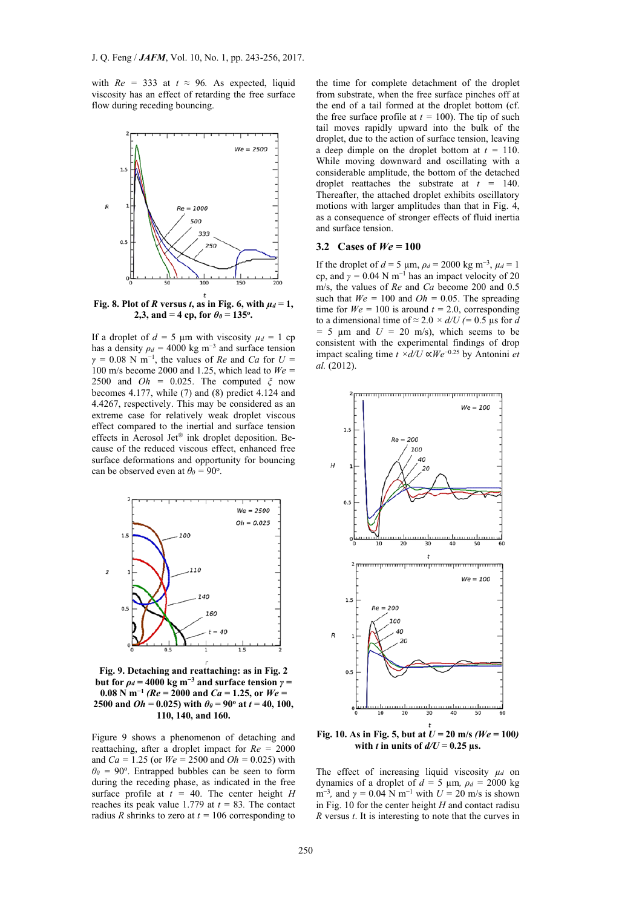with $Re$ = 333 at $t$ ≈ 96. As expected, liquid viscosity has an effect of retarding the free surface flow during receding bouncing.

**Fig. 8. Plot of $R$ versus $t$, as in Fig. 6, with $\mu_d$ = 1, 2,3, and = 4 cp, for $\theta_0$ = 135°.**

If a droplet of $d$ = 5 μm with viscosity $\mu_d$ = 1 cp has a density $\rho_d$ = 4000 kg m$^{-3}$ and surface tension $\gamma$ = 0.08 N m$^{-1}$, the values of $Re$ and $Ca$ for $U$ = 100 m/s become 2000 and 1.25, which lead to $We$ = 2500 and $Oh$ = 0.025. The computed $\xi$ now becomes 4.177, while (7) and (8) predict 4.124 and 4.4267, respectively. This may be considered as an extreme case for relatively weak droplet viscous effect compared to the inertial and surface tension effects in Aerosol Jet® ink droplet deposition. Because of the reduced viscous effect, enhanced free surface deformations and opportunity for bouncing can be observed even at $\theta_0$ = 90°.

**Fig. 9. Detaching and reattaching: as in Fig. 2 but for $\rho_d$ = 4000 kg m$^{-3}$ and surface tension $\gamma$ = 0.08 N m$^{-1}$ ($Re$ = 2000 and $Ca$ = 1.25, or $We$ = 2500 and $Oh$ = 0.025) with $\theta_0$ = 90° at $t$ = 40, 100, 110, 140, and 160.**

Figure 9 shows a phenomenon of detaching and reattaching, after a droplet impact for $Re$ = 2000 and $Ca$ = 1.25 (or $We$ = 2500 and $Oh$ = 0.025) with $\theta_0$ = 90°. Entrapped bubbles can be seen to form during the receding phase, as indicated in the free surface profile at $t$ = 40. The center height $H$ reaches its peak value 1.779 at $t$ = 83. The contact radius $R$ shrinks to zero at $t$ = 106 corresponding to the time for complete detachment of the droplet from substrate, when the free surface pinches off at the end of a tail formed at the droplet bottom (cf. the free surface profile at $t$ = 100). The tip of such tail moves rapidly upward into the bulk of the droplet, due to the action of surface tension, leaving a deep dimple on the droplet bottom at $t$ = 110. While moving downward and oscillating with a considerable amplitude, the bottom of the detached droplet reattaches the substrate at $t$ = 140. Thereafter, the attached droplet exhibits oscillatory motions with larger amplitudes than that in Fig. 4, as a consequence of stronger effects of fluid inertia and surface tension.

### 3.2 Cases of $We$ = 100

If the droplet of $d$ = 5 μm, $\rho_d$ = 2000 kg m$^{-3}$, $\mu_d$ = 1 cp, and $\gamma$ = 0.04 N m$^{-1}$ has an impact velocity of 20 m/s, the values of $Re$ and $Ca$ become 200 and 0.5 such that $We$ = 100 and $Oh$ = 0.05. The spreading time for $We$ = 100 is around $t$ = 2.0, corresponding to a dimensional time of ≈ 2.0 × $d/U$ (= 0.5 μs for $d$ = 5 μm and $U$ = 20 m/s), which seems to be consistent with the experimental findings of drop impact scaling time $t \times d/U \propto We^{-0.25}$ by Antonini *et al.* (2012).

**Fig. 10. As in Fig. 5, but at $U$ = 20 m/s ($We$ = 100) with $t$ in units of $d/U$ = 0.25 μs.**

The effect of increasing liquid viscosity $\mu_d$ on dynamics of a droplet of $d$ = 5 μm, $\rho_d$ = 2000 kg m$^{-3}$, and $\gamma$ = 0.04 N m$^{-1}$ with $U$ = 20 m/s is shown in Fig. 10 for the center height $H$ and contact radisu $R$ versus $t$. It is interesting to note that the curves in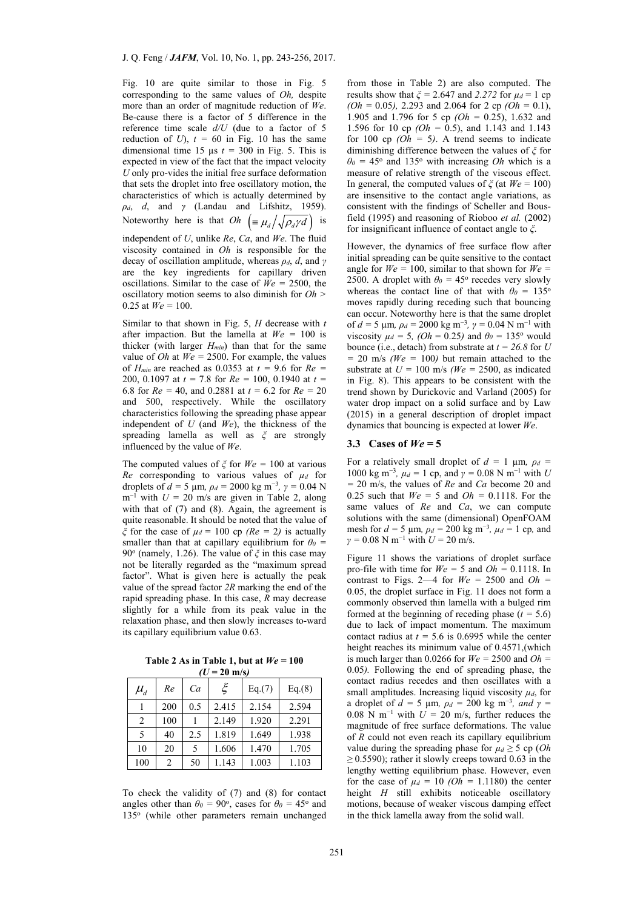Fig. 10 are quite similar to those in Fig. 5 corresponding to the same values of $Oh$, despite more than an order of magnitude reduction of $We$. Be-cause there is a factor of 5 difference in the reference time scale $d/U$ (due to a factor of 5 reduction of $U$), $t$ = 60 in Fig. 10 has the same dimensional time 15 μs $t$ = 300 in Fig. 5. This is expected in view of the fact that the impact velocity $U$ only pro-vides the initial free surface deformation that sets the droplet into free oscillatory motion, the characteristics of which is actually determined by $\rho_d$, $d$, and $\gamma$ (Landau and Lifshitz, 1959). Noteworthy here is that $Oh$ $\left(\equiv \mu_d / \sqrt{\rho_d \gamma d}\right)$ is independent of $U$, unlike $Re$, $Ca$, and $We$. The fluid viscosity contained in $Oh$ is responsible for the decay of oscillation amplitude, whereas $\rho_d$, $d$, and $\gamma$ are the key ingredients for capillary driven oscillations. Similar to the case of $We$ = 2500, the oscillatory motion seems to also diminish for $Oh$ > 0.25 at $We$ = 100.

Similar to that shown in Fig. 5, $H$ decrease with $t$ after impaction. But the lamella at $We$ = 100 is thicker (with larger $H_{min}$) than that for the same value of $Oh$ at $We$ = 2500. For example, the values of $H_{min}$ are reached as 0.0353 at $t$ = 9.6 for $Re$ = 200, 0.1097 at $t$ = 7.8 for $Re$ = 100, 0.1940 at $t$ = 6.8 for $Re$ = 40, and 0.2881 at $t$ = 6.2 for $Re$ = 20 and 500, respectively. While the oscillatory characteristics following the spreading phase appear independent of $U$ (and $We$), the thickness of the spreading lamella as well as $\xi$ are strongly influenced by the value of $We$.

The computed values of $\xi$ for $We$ = 100 at various $Re$ corresponding to various values of $\mu_d$ for droplets of $d$ = 5 μm, $\rho_d$ = 2000 kg m$^{-3}$, $\gamma$ = 0.04 N m$^{-1}$ with $U$ = 20 m/s are given in Table 2, along with that of (7) and (8). Again, the agreement is quite reasonable. It should be noted that the value of $\xi$ for the case of $\mu_d$ = 100 cp ($Re$ = 2) is actually smaller than that at capillary equilibrium for $\theta_0$ = 90° (namely, 1.26). The value of $\xi$ in this case may not be literally regarded as the "maximum spread factor". What is given here is actually the peak value of the spread factor $2R$ marking the end of the rapid spreading phase. In this case, $R$ may decrease slightly for a while from its peak value in the relaxation phase, and then slowly increases to-ward its capillary equilibrium value 0.63.

**Table 2 As in Table 1, but at $We$ = 100 ($U$ = 20 m/s)**

| $\mu_d$ | $Re$ | $Ca$ | $\xi$ | Eq.(7) | Eq.(8) |
|---|---|---|---|---|---|
| 1 | 200 | 0.5 | 2.415 | 2.154 | 2.594 |
| 2 | 100 | 1 | 2.149 | 1.920 | 2.291 |
| 5 | 40 | 2.5 | 1.819 | 1.649 | 1.938 |
| 10 | 20 | 5 | 1.606 | 1.470 | 1.705 |
| 100 | 2 | 50 | 1.143 | 1.003 | 1.103 |

To check the validity of (7) and (8) for contact angles other than $\theta_0$ = 90°, cases for $\theta_0$ = 45° and 135° (while other parameters remain unchanged from those in Table 2) are also computed. The results show that $\xi$ = 2.647 and 2.272 for $\mu_d$ = 1 cp ($Oh$ = 0.05), 2.293 and 2.064 for 2 cp ($Oh$ = 0.1), 1.905 and 1.796 for 5 cp ($Oh$ = 0.25), 1.632 and 1.596 for 10 cp ($Oh$ = 0.5), and 1.143 and 1.143 for 100 cp ($Oh$ = 5). A trend seems to indicate diminishing difference between the values of $\xi$ for $\theta_0$ = 45° and 135° with increasing $Oh$ which is a measure of relative strength of the viscous effect. In general, the computed values of $\xi$ (at $We$ = 100) are insensitive to the contact angle variations, as consistent with the findings of Scheller and Bousfield (1995) and reasoning of Rioboo *et al.* (2002) for insignificant influence of contact angle to $\xi$.

However, the dynamics of free surface flow after initial spreading can be quite sensitive to the contact angle for $We$ = 100, similar to that shown for $We$ = 2500. A droplet with $\theta_0$ = 45° recedes very slowly whereas the contact line of that with $\theta_0$ = 135° moves rapidly during receding such that bouncing can occur. Noteworthy here is that the same droplet of $d$ = 5 μm, $\rho_d$ = 2000 kg m$^{-3}$, $\gamma$ = 0.04 N m$^{-1}$ with viscosity $\mu_d$ = 5, ($Oh$ = 0.25) and $\theta_0$ = 135° would bounce (i.e., detach) from substrate at $t$ = 26.8 for $U$ = 20 m/s ($We$ = 100) but remain attached to the substrate at $U$ = 100 m/s ($We$ = 2500, as indicated in Fig. 8). This appears to be consistent with the trend shown by Durickovic and Varland (2005) for water drop impact on a solid surface and by Law (2015) in a general description of droplet impact dynamics that bouncing is expected at lower $We$.

### 3.3 Cases of $We$ = 5

For a relatively small droplet of $d$ = 1 μm, $\rho_d$ = 1000 kg m$^{-3}$, $\mu_d$ = 1 cp, and $\gamma$ = 0.08 N m$^{-1}$ with $U$ = 20 m/s, the values of $Re$ and $Ca$ become 20 and 0.25 such that $We$ = 5 and $Oh$ = 0.1118. For the same values of $Re$ and $Ca$, we can compute solutions with the same (dimensional) OpenFOAM mesh for $d$ = 5 μm, $\rho_d$ = 200 kg m$^{-3}$, $\mu_d$ = 1 cp, and $\gamma$ = 0.08 N m$^{-1}$ with $U$ = 20 m/s.

Figure 11 shows the variations of droplet surface pro-file with time for $We$ = 5 and $Oh$ = 0.1118. In contrast to Figs. 2—4 for $We$ = 2500 and $Oh$ = 0.05, the droplet surface in Fig. 11 does not form a commonly observed thin lamella with a bulged rim formed at the beginning of receding phase ($t$ = 5.6) due to lack of impact momentum. The maximum contact radius at $t$ = 5.6 is 0.6995 while the center height reaches its minimum value of 0.4571,(which is much larger than 0.0266 for $We$ = 2500 and $Oh$ = 0.05). Following the end of spreading phase, the contact radius recedes and then oscillates with a small amplitudes. Increasing liquid viscosity $\mu_d$, for a droplet of $d$ = 5 μm, $\rho_d$ = 200 kg m$^{-3}$, and $\gamma$ = 0.08 N m$^{-1}$ with $U$ = 20 m/s, further reduces the magnitude of free surface deformations. The value of $R$ could not even reach its capillary equilibrium value during the spreading phase for $\mu_d \geq 5$ cp ($Oh \geq 0.5590$); rather it slowly creeps toward 0.63 in the lengthy wetting equilibrium phase. However, even for the case of $\mu_d$ = 10 ($Oh$ = 1.1180) the center height $H$ still exhibits noticeable oscillatory motions, because of weaker viscous damping effect in the thick lamella away from the solid wall.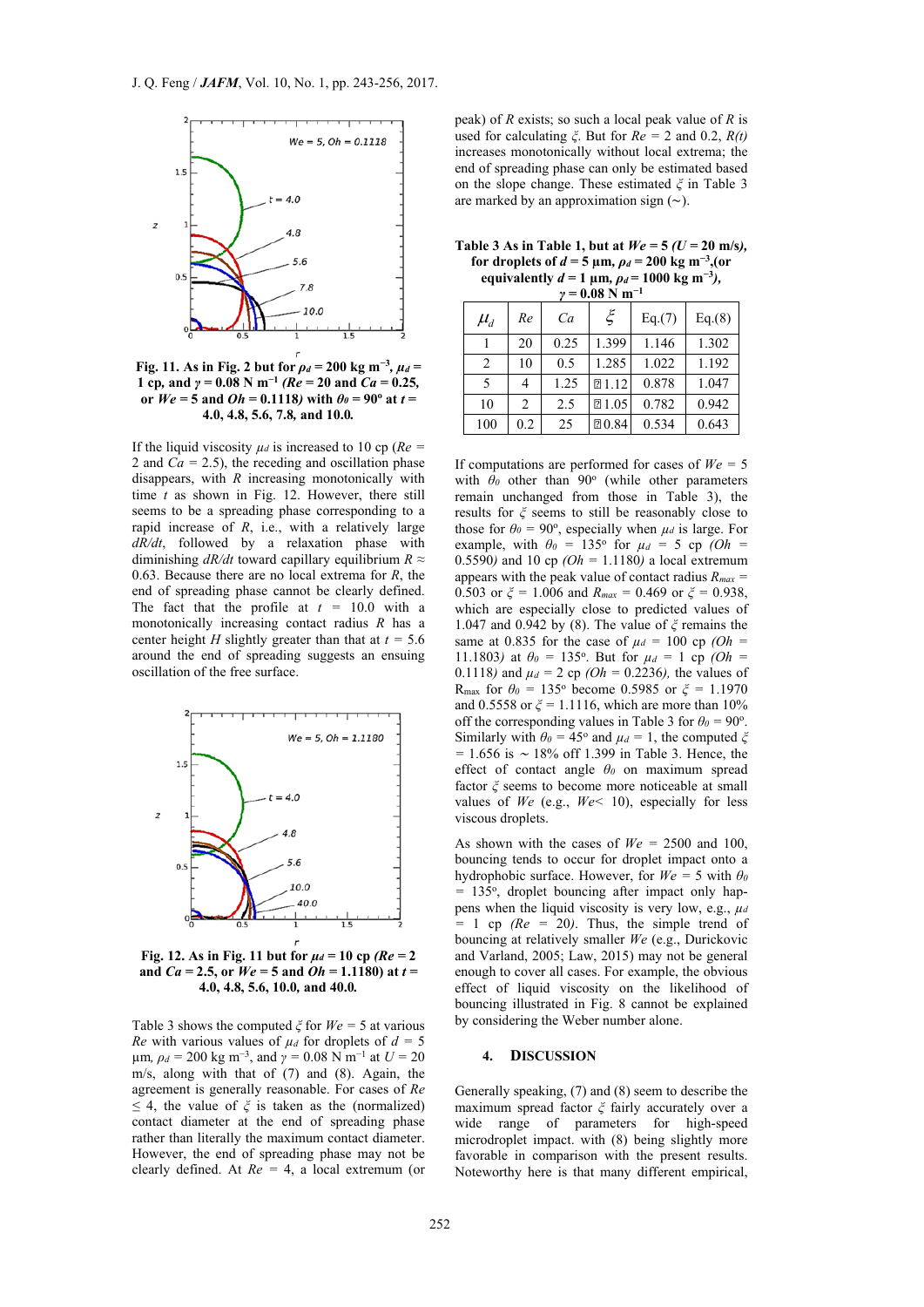Fig. 11. As in Fig. 2 but for $\rho_d$ = 200 kg m$^{-3}$, $\mu_d$ = 1 cp, and $\gamma$ = 0.08 N m$^{-1}$ *(Re* = 20 and *Ca* = 0.25, or *We* = 5 and *Oh* = 0.1118*)* with $\theta_0$ = 90° at *t* = 4.0, 4.8, 5.6, 7.8, and 10.0.

If the liquid viscosity $\mu_d$ is increased to 10 cp (*Re* = 2 and *Ca* = 2.5), the receding and oscillation phase disappears, with *R* increasing monotonically with time *t* as shown in Fig. 12. However, there still seems to be a spreading phase corresponding to a rapid increase of *R*, i.e., with a relatively large *dR/dt*, followed by a relaxation phase with diminishing *dR/dt* toward capillary equilibrium $R \approx$ 0.63. Because there are no local extrema for *R*, the end of spreading phase cannot be clearly defined. The fact that the profile at *t* = 10.0 with a monotonically increasing contact radius *R* has a center height *H* slightly greater than that at *t* = 5.6 around the end of spreading suggests an ensuing oscillation of the free surface.

Fig. 12. As in Fig. 11 but for $\mu_d$ = 10 cp *(Re* = 2 and *Ca* = 2.5, or *We* = 5 and *Oh* = 1.1180*)* at *t* = 4.0, 4.8, 5.6, 10.0, and 40.0.

Table 3 shows the computed $\xi$ for *We* = 5 at various *Re* with various values of $\mu_d$ for droplets of *d* = 5 μm, $\rho_d$ = 200 kg m$^{-3}$, and $\gamma$ = 0.08 N m$^{-1}$ at *U* = 20 m/s, along with that of (7) and (8). Again, the agreement is generally reasonable. For cases of *Re* ≤ 4, the value of $\xi$ is taken as the (normalized) contact diameter at the end of spreading phase rather than literally the maximum contact diameter. However, the end of spreading phase may not be clearly defined. At *Re* = 4, a local extremum (or peak) of *R* exists; so such a local peak value of *R* is used for calculating $\xi$. But for *Re* = 2 and 0.2, *R(t)* increases monotonically without local extrema; the end of spreading phase can only be estimated based on the slope change. These estimated $\xi$ in Table 3 are marked by an approximation sign (~).

**Table 3 As in Table 1, but at *We* = 5 (*U* = 20 m/s), for droplets of *d* = 5 μm, $\rho_d$ = 200 kg m$^{-3}$,(or equivalently *d* = 1 μm, $\rho_d$ = 1000 kg m$^{-3}$), $\gamma$ = 0.08 N m$^{-1}$**

| $\mu_d$ | *Re* | *Ca* | $\xi$ | Eq.(7) | Eq.(8) |
|---|---|---|---|---|---|
| 1 | 20 | 0.25 | 1.399 | 1.146 | 1.302 |
| 2 | 10 | 0.5 | 1.285 | 1.022 | 1.192 |
| 5 | 4 | 1.25 | ~1.12 | 0.878 | 1.047 |
| 10 | 2 | 2.5 | ~1.05 | 0.782 | 0.942 |
| 100 | 0.2 | 25 | ~0.84 | 0.534 | 0.643 |

If computations are performed for cases of *We* = 5 with $\theta_0$ other than 90° (while other parameters remain unchanged from those in Table 3), the results for $\xi$ seems to still be reasonably close to those for $\theta_0$ = 90°, especially when $\mu_d$ is large. For example, with $\theta_0$ = 135° for $\mu_d$ = 5 cp *(Oh* = 0.5590*)* and 10 cp *(Oh* = 1.1180*)* a local extremum appears with the peak value of contact radius $R_{max}$ = 0.503 or $\xi$ = 1.006 and $R_{max}$ = 0.469 or $\xi$ = 0.938, which are especially close to predicted values of 1.047 and 0.942 by (8). The value of $\xi$ remains the same at 0.835 for the case of $\mu_d$ = 100 cp *(Oh* = 11.1803*)* at $\theta_0$ = 135°. But for $\mu_d$ = 1 cp *(Oh* = 0.1118*)* and $\mu_d$ = 2 cp *(Oh* = 0.2236*)*, the values of $R_{max}$ for $\theta_0$ = 135° become 0.5985 or $\xi$ = 1.1970 and 0.5558 or $\xi$ = 1.1116, which are more than 10% off the corresponding values in Table 3 for $\theta_0$ = 90°. Similarly with $\theta_0$ = 45° and $\mu_d$ = 1, the computed $\xi$ = 1.656 is ~ 18% off 1.399 in Table 3. Hence, the effect of contact angle $\theta_0$ on maximum spread factor $\xi$ seems to become more noticeable at small values of *We* (e.g., *We*< 10), especially for less viscous droplets.

As shown with the cases of *We* = 2500 and 100, bouncing tends to occur for droplet impact onto a hydrophobic surface. However, for *We* = 5 with $\theta_0$ = 135°, droplet bouncing after impact only happens when the liquid viscosity is very low, e.g., $\mu_d$ = 1 cp (*Re* = 20*)*. Thus, the simple trend of bouncing at relatively smaller *We* (e.g., Durickovic and Varland, 2005; Law, 2015) may not be general enough to cover all cases. For example, the obvious effect of liquid viscosity on the likelihood of bouncing illustrated in Fig. 8 cannot be explained by considering the Weber number alone.

## 4. DISCUSSION

Generally speaking, (7) and (8) seem to describe the maximum spread factor $\xi$ fairly accurately over a wide range of parameters for high-speed microdroplet impact. with (8) being slightly more favorable in comparison with the present results. Noteworthy here is that many different empirical,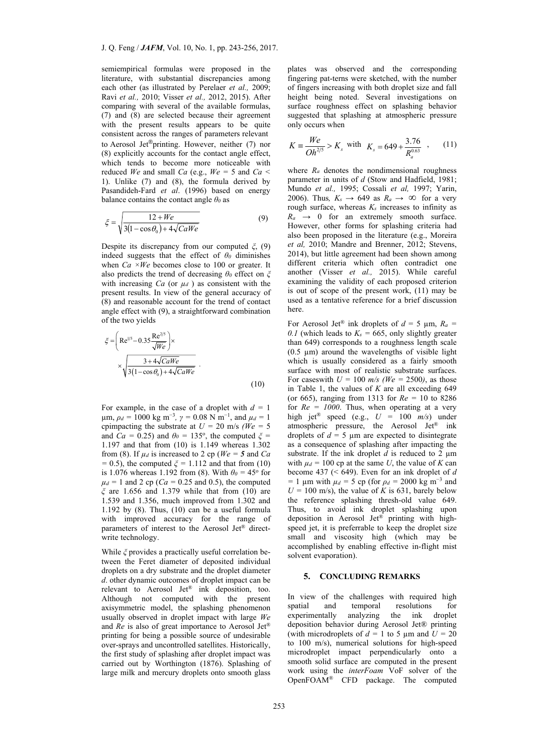semiempirical formulas were proposed in the literature, with substantial discrepancies among each other (as illustrated by Perelaer *et al.,* 2009; Ravi *et al.,* 2010; Visser *et al.,* 2012, 2015). After comparing with several of the available formulas, (7) and (8) are selected because their agreement with the present results appears to be quite consistent across the ranges of parameters relevant to Aerosol Jet®printing. However, neither (7) nor (8) explicitly accounts for the contact angle effect, which tends to become more noticeable with reduced *We* and small *Ca* (e.g., *We* = 5 and *Ca* < 1). Unlike (7) and (8), the formula derived by Pasandideh-Fard *et al*. (1996) based on energy balance contains the contact angle $\theta_0$ as

$$\xi = \sqrt{\frac{12 + We}{3(1-\cos\theta_0) + 4\sqrt{CaWe}}} \tag{9}$$

Despite its discrepancy from our computed $\xi$, (9) indeed suggests that the effect of $\theta_0$ diminishes when $Ca \times We$ becomes close to 100 or greater. It also predicts the trend of decreasing $\theta_0$ effect on $\xi$ with increasing *Ca* (or $\mu_d$ ) as consistent with the present results. In view of the general accuracy of (8) and reasonable account for the trend of contact angle effect with (9), a straightforward combination of the two yields

$$\xi = \left(\mathrm{Re}^{1/5} - 0.35\frac{\mathrm{Re}^{2/5}}{\sqrt{We}}\right)\times \sqrt{\frac{3 + 4\sqrt{CaWe}}{3(1-\cos\theta_0) + 4\sqrt{CaWe}}} \ . \tag{10}$$

For example, in the case of a droplet with *d* = 1 μm, $\rho_d$ = 1000 kg m$^{-3}$, $\gamma$ = 0.08 N m$^{-1}$, and $\mu_d$ = 1 cpimpacting the substrate at *U* = 20 m/s *(We* = 5 and *Ca* = 0.25) and $\theta_0$ = 135°, the computed $\xi$ = 1.197 and that from (10) is 1.149 whereas 1.302 from (8). If $\mu_d$ is increased to 2 cp (*We* = ***5*** and *Ca* = 0.5), the computed $\xi$ = 1.112 and that from (10) is 1.076 whereas 1.192 from (8). With $\theta_0$ = 45° for $\mu_d$ = 1 and 2 cp (*Ca* = 0.25 and 0.5), the computed $\xi$ are 1.656 and 1.379 while that from (10) are 1.539 and 1.356, much improved from 1.302 and 1.192 by (8). Thus, (10) can be a useful formula with improved accuracy for the range of parameters of interest to the Aerosol Jet® direct-write technology.

While $\xi$ provides a practically useful correlation be-tween the Feret diameter of deposited individual droplets on a dry substrate and the droplet diameter *d*. other dynamic outcomes of droplet impact can be relevant to Aerosol Jet® ink deposition, too. Although not computed with the present axisymmetric model, the splashing phenomenon usually observed in droplet impact with large *We* and *Re* is also of great importance to Aerosol Jet® printing for being a possible source of undesirable over-sprays and uncontrolled satellites. Historically, the first study of splashing after droplet impact was carried out by Worthington (1876). Splashing of large milk and mercury droplets onto smooth glass plates was observed and the corresponding fingering pat-terns were sketched, with the number of fingers increasing with both droplet size and fall height being noted. Several investigations on surface roughness effect on splashing behavior suggested that splashing at atmospheric pressure only occurs when

$$K \equiv \frac{We}{Oh^{2/5}} > K_s \ \text{ with } \ K_s = 649 + \frac{3.76}{R_a^{0.63}} \ , \tag{11}$$

where $R_a$ denotes the nondimensional roughness parameter in units of *d* (Stow and Hadfield, 1981; Mundo *et al.,* 1995; Cossali *et al,* 1997; Yarin, 2006). Thus, $K_s \rightarrow 649$ as $R_a \rightarrow \infty$ for a very rough surface, whereas $K_s$ increases to infinity as $R_a \rightarrow 0$ for an extremely smooth surface. However, other forms for splashing criteria had also been proposed in the literature (e.g., Moreira *et al,* 2010; Mandre and Brenner, 2012; Stevens, 2014), but little agreement had been shown among different criteria which often contradict one another (Visser *et al.,* 2015). While carefully examining the validity of each proposed criterion is out of scope of the present work, (11) may be used as a tentative reference for a brief discussion here.

For Aerosol Jet® ink droplets of *d* = 5 μm, $R_a$ = *0.1* (which leads to $K_s$ = 665, only slightly greater than 649) corresponds to a roughness length scale (0.5 μm) around the wavelengths of visible light which is usually considered as a fairly smooth surface with most of realistic substrate surfaces. For caseswith *U* = 100 *m/s (We* = 2500*)*, as those in Table 1, the values of *K* are all exceeding 649 (or 665), ranging from 1313 for *Re* = 10 to 8286 for *Re = 1000*. Thus, when operating at a very high jet® speed (e.g., *U* = 100 *m/s*) under atmospheric pressure, the Aerosol Jet® ink droplets of *d* = 5 μm are expected to disintegrate as a consequence of splashing after impacting the substrate. If the ink droplet *d* is reduced to 2 μm with $\mu_d$ = 100 cp at the same *U*, the value of *K* can become 437 (< 649). Even for an ink droplet of *d* = 1 μm with $\mu_d$ = 5 cp (for $\rho_d$ = 2000 kg m$^{-3}$ and *U* = 100 m/s), the value of *K* is 631, barely below the reference splashing thresh-old value 649. Thus, to avoid ink droplet splashing upon deposition in Aerosol Jet® printing with high-speed jet, it is preferrable to keep the droplet size small and viscosity high (which may be accomplished by enabling effective in-flight mist solvent evaporation).

## 5. CONCLUDING REMARKS

In view of the challenges with required high spatial and temporal resolutions for experimentally analyzing the ink droplet deposition behavior during Aerosol Jet® printing (with microdroplets of *d* = 1 to 5 μm and *U* = 20 to 100 m/s), numerical solutions for high-speed microdroplet impact perpendicularly onto a smooth solid surface are computed in the present work using the *interFoam* VoF solver of the OpenFOAM® CFD package. The computed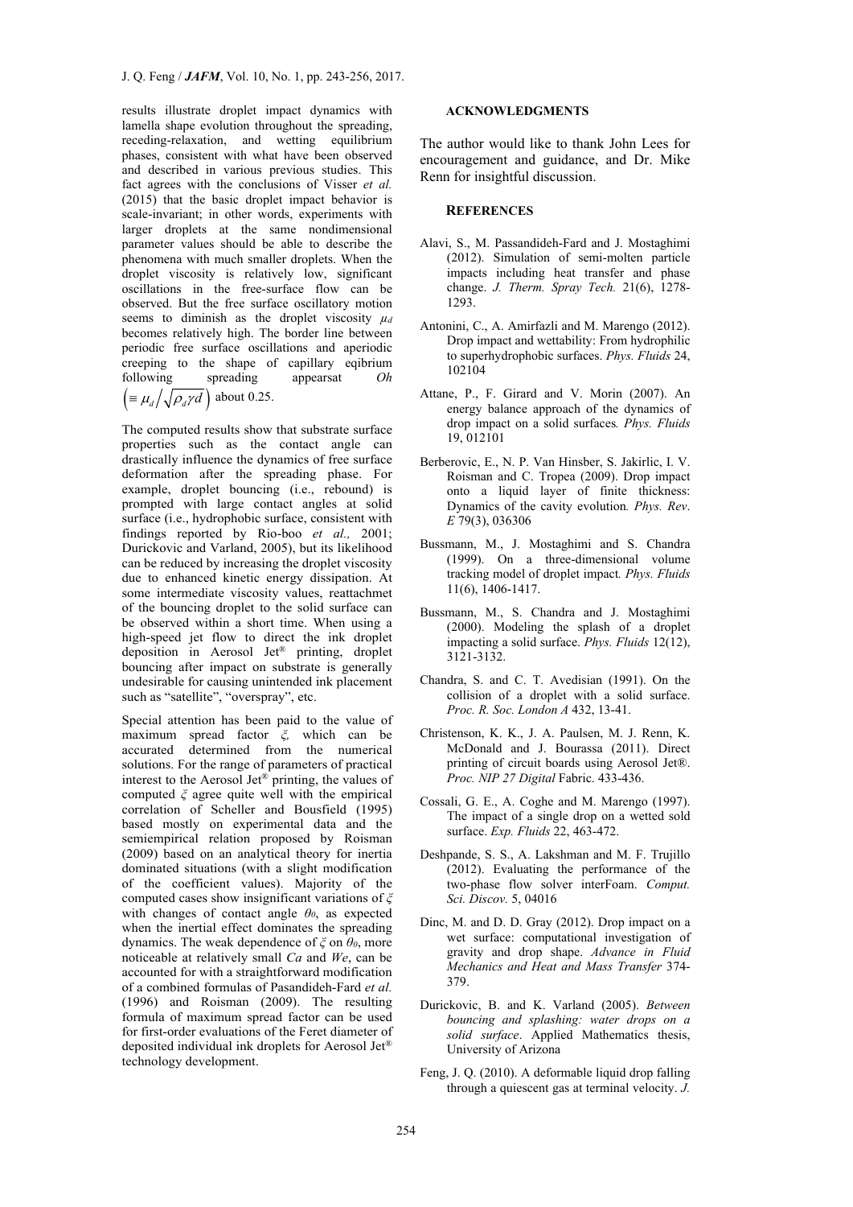results illustrate droplet impact dynamics with lamella shape evolution throughout the spreading, receding-relaxation, and wetting equilibrium phases, consistent with what have been observed and described in various previous studies. This fact agrees with the conclusions of Visser *et al.* (2015) that the basic droplet impact behavior is scale-invariant; in other words, experiments with larger droplets at the same nondimensional parameter values should be able to describe the phenomena with much smaller droplets. When the droplet viscosity is relatively low, significant oscillations in the free-surface flow can be observed. But the free surface oscillatory motion seems to diminish as the droplet viscosity $\mu_d$ becomes relatively high. The border line between periodic free surface oscillations and aperiodic creeping to the shape of capillary eqibrium following spreading appearsat $Oh$ $\left(\equiv \mu_d / \sqrt{\rho_d \gamma d}\right)$ about 0.25.

The computed results show that substrate surface properties such as the contact angle can drastically influence the dynamics of free surface deformation after the spreading phase. For example, droplet bouncing (i.e., rebound) is prompted with large contact angles at solid surface (i.e., hydrophobic surface, consistent with findings reported by Rio-boo *et al.,* 2001; Durickovic and Varland, 2005), but its likelihood can be reduced by increasing the droplet viscosity due to enhanced kinetic energy dissipation. At some intermediate viscosity values, reattachmet of the bouncing droplet to the solid surface can be observed within a short time. When using a high-speed jet flow to direct the ink droplet deposition in Aerosol Jet® printing, droplet bouncing after impact on substrate is generally undesirable for causing unintended ink placement such as "satellite", "overspray", etc.

Special attention has been paid to the value of maximum spread factor $\xi$, which can be accurated determined from the numerical solutions. For the range of parameters of practical interest to the Aerosol Jet® printing, the values of computed $\xi$ agree quite well with the empirical correlation of Scheller and Bousfield (1995) based mostly on experimental data and the semiempirical relation proposed by Roisman (2009) based on an analytical theory for inertia dominated situations (with a slight modification of the coefficient values). Majority of the computed cases show insignificant variations of $\xi$ with changes of contact angle $\theta_0$, as expected when the inertial effect dominates the spreading dynamics. The weak dependence of $\xi$ on $\theta_0$, more noticeable at relatively small $Ca$ and $We$, can be accounted for with a straightforward modification of a combined formulas of Pasandideh-Fard *et al.* (1996) and Roisman (2009). The resulting formula of maximum spread factor can be used for first-order evaluations of the Feret diameter of deposited individual ink droplets for Aerosol Jet® technology development.

## ACKNOWLEDGMENTS

The author would like to thank John Lees for encouragement and guidance, and Dr. Mike Renn for insightful discussion.

## REFERENCES

Alavi, S., M. Passandideh-Fard and J. Mostaghimi (2012). Simulation of semi-molten particle impacts including heat transfer and phase change. *J. Therm. Spray Tech.* 21(6), 1278-1293.

Antonini, C., A. Amirfazli and M. Marengo (2012). Drop impact and wettability: From hydrophilic to superhydrophobic surfaces. *Phys. Fluids* 24, 102104

Attane, P., F. Girard and V. Morin (2007). An energy balance approach of the dynamics of drop impact on a solid surfaces*. Phys. Fluids* 19, 012101

Berberovic, E., N. P. Van Hinsber, S. Jakirlic, I. V. Roisman and C. Tropea (2009). Drop impact onto a liquid layer of finite thickness: Dynamics of the cavity evolution*. Phys. Rev*. *E* 79(3), 036306

Bussmann, M., J. Mostaghimi and S. Chandra (1999). On a three-dimensional volume tracking model of droplet impact*. Phys. Fluids* 11(6), 1406-1417.

Bussmann, M., S. Chandra and J. Mostaghimi (2000). Modeling the splash of a droplet impacting a solid surface. *Phys. Fluids* 12(12), 3121-3132.

Chandra, S. and C. T. Avedisian (1991). On the collision of a droplet with a solid surface. *Proc. R. Soc. London A* 432, 13-41.

Christenson, K. K., J. A. Paulsen, M. J. Renn, K. McDonald and J. Bourassa (2011). Direct printing of circuit boards using Aerosol Jet®. *Proc. NIP 27 Digital* Fabric. 433-436.

Cossali, G. E., A. Coghe and M. Marengo (1997). The impact of a single drop on a wetted sold surface. *Exp. Fluids* 22, 463-472.

Deshpande, S. S., A. Lakshman and M. F. Trujillo (2012). Evaluating the performance of the two-phase flow solver interFoam. *Comput. Sci. Discov.* 5, 04016

Dinc, M. and D. D. Gray (2012). Drop impact on a wet surface: computational investigation of gravity and drop shape. *Advance in Fluid Mechanics and Heat and Mass Transfer* 374-379.

Durickovic, B. and K. Varland (2005). *Between bouncing and splashing: water drops on a solid surface*. Applied Mathematics thesis, University of Arizona

Feng, J. Q. (2010). A deformable liquid drop falling through a quiescent gas at terminal velocity. *J.*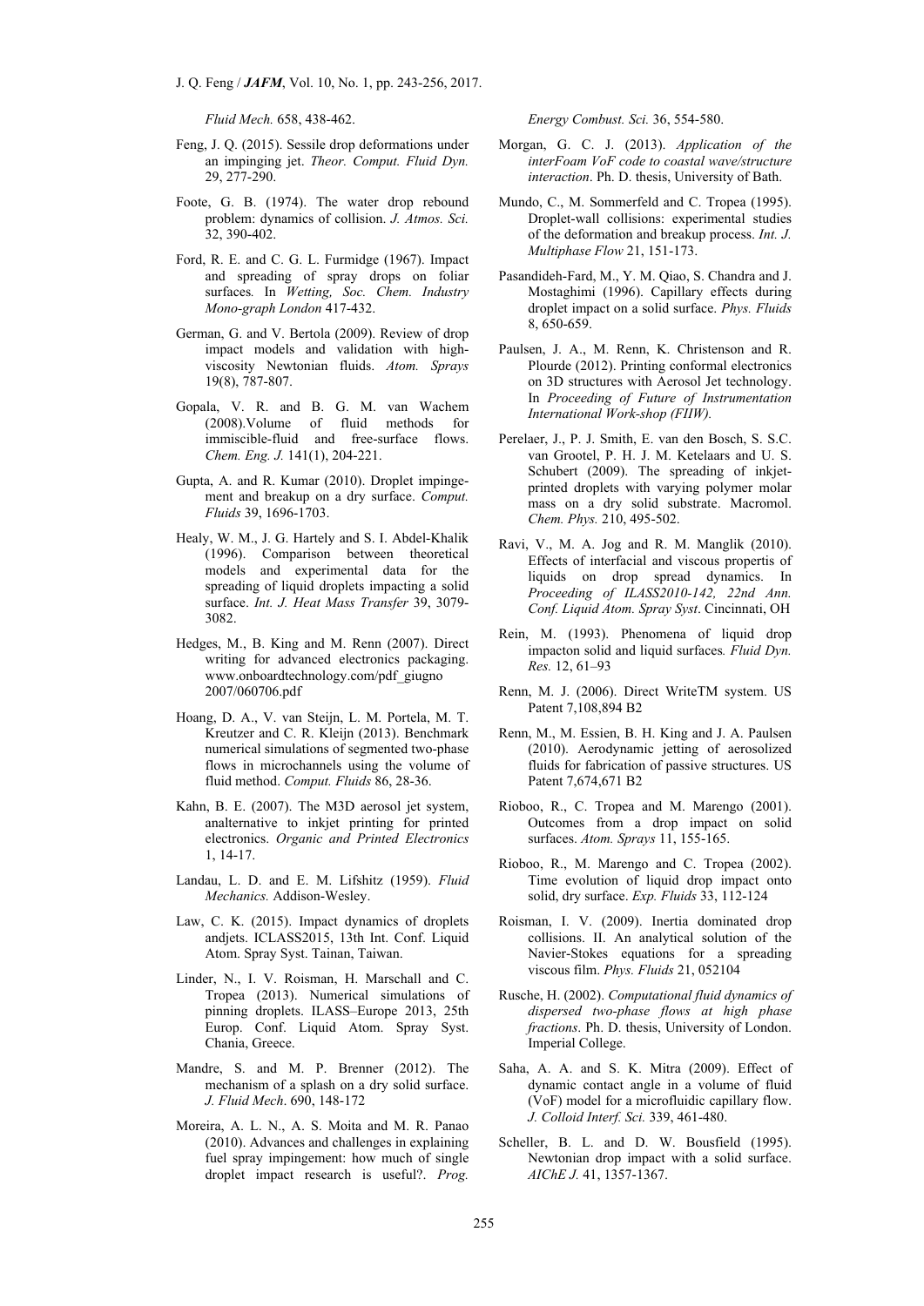*Fluid Mech.* 658, 438-462.

Feng, J. Q. (2015). Sessile drop deformations under an impinging jet. *Theor. Comput. Fluid Dyn.* 29, 277-290.

Foote, G. B. (1974). The water drop rebound problem: dynamics of collision. *J. Atmos. Sci.* 32, 390-402.

Ford, R. E. and C. G. L. Furmidge (1967). Impact and spreading of spray drops on foliar surfaces*.* In *Wetting, Soc. Chem. Industry Mono-graph London* 417-432.

German, G. and V. Bertola (2009). Review of drop impact models and validation with high-viscosity Newtonian fluids. *Atom. Sprays* 19(8), 787-807.

Gopala, V. R. and B. G. M. van Wachem (2008).Volume of fluid methods for immiscible-fluid and free-surface flows. *Chem. Eng. J.* 141(1), 204-221.

Gupta, A. and R. Kumar (2010). Droplet impingement and breakup on a dry surface. *Comput. Fluids* 39, 1696-1703.

Healy, W. M., J. G. Hartely and S. I. Abdel-Khalik (1996). Comparison between theoretical models and experimental data for the spreading of liquid droplets impacting a solid surface. *Int. J. Heat Mass Transfer* 39, 3079-3082.

Hedges, M., B. King and M. Renn (2007). Direct writing for advanced electronics packaging. www.onboardtechnology.com/pdf_giugno 2007/060706.pdf

Hoang, D. A., V. van Steijn, L. M. Portela, M. T. Kreutzer and C. R. Kleijn (2013). Benchmark numerical simulations of segmented two-phase flows in microchannels using the volume of fluid method. *Comput. Fluids* 86, 28-36.

Kahn, B. E. (2007). The M3D aerosol jet system, analternative to inkjet printing for printed electronics. *Organic and Printed Electronics* 1, 14-17.

Landau, L. D. and E. M. Lifshitz (1959). *Fluid Mechanics.* Addison-Wesley.

Law, C. K. (2015). Impact dynamics of droplets andjets. ICLASS2015, 13th Int. Conf. Liquid Atom. Spray Syst. Tainan, Taiwan.

Linder, N., I. V. Roisman, H. Marschall and C. Tropea (2013). Numerical simulations of pinning droplets. ILASS–Europe 2013, 25th Europ. Conf. Liquid Atom. Spray Syst. Chania, Greece.

Mandre, S. and M. P. Brenner (2012). The mechanism of a splash on a dry solid surface. *J. Fluid Mech*. 690, 148-172

Moreira, A. L. N., A. S. Moita and M. R. Panao (2010). Advances and challenges in explaining fuel spray impingement: how much of single droplet impact research is useful?. *Prog. Energy Combust. Sci.* 36, 554-580.

Morgan, G. C. J. (2013). *Application of the interFoam VoF code to coastal wave/structure interaction*. Ph. D. thesis, University of Bath.

Mundo, C., M. Sommerfeld and C. Tropea (1995). Droplet-wall collisions: experimental studies of the deformation and breakup process. *Int. J. Multiphase Flow* 21, 151-173.

Pasandideh-Fard, M., Y. M. Qiao, S. Chandra and J. Mostaghimi (1996). Capillary effects during droplet impact on a solid surface. *Phys. Fluids* 8, 650-659.

Paulsen, J. A., M. Renn, K. Christenson and R. Plourde (2012). Printing conformal electronics on 3D structures with Aerosol Jet technology. In *Proceeding of Future of Instrumentation International Work-shop (FIIW).*

Perelaer, J., P. J. Smith, E. van den Bosch, S. S.C. van Grootel, P. H. J. M. Ketelaars and U. S. Schubert (2009). The spreading of inkjet-printed droplets with varying polymer molar mass on a dry solid substrate. Macromol. *Chem. Phys.* 210, 495-502.

Ravi, V., M. A. Jog and R. M. Manglik (2010). Effects of interfacial and viscous propertis of liquids on drop spread dynamics. In *Proceeding of ILASS2010-142, 22nd Ann. Conf. Liquid Atom. Spray Syst*. Cincinnati, OH

Rein, M. (1993). Phenomena of liquid drop impacton solid and liquid surfaces*. Fluid Dyn. Res.* 12, 61–93

Renn, M. J. (2006). Direct WriteTM system. US Patent 7,108,894 B2

Renn, M., M. Essien, B. H. King and J. A. Paulsen (2010). Aerodynamic jetting of aerosolized fluids for fabrication of passive structures. US Patent 7,674,671 B2

Rioboo, R., C. Tropea and M. Marengo (2001). Outcomes from a drop impact on solid surfaces. *Atom. Sprays* 11, 155-165.

Rioboo, R., M. Marengo and C. Tropea (2002). Time evolution of liquid drop impact onto solid, dry surface. *Exp. Fluids* 33, 112-124

Roisman, I. V. (2009). Inertia dominated drop collisions. II. An analytical solution of the Navier-Stokes equations for a spreading viscous film. *Phys. Fluids* 21, 052104

Rusche, H. (2002). *Computational fluid dynamics of dispersed two-phase flows at high phase fractions*. Ph. D. thesis, University of London. Imperial College.

Saha, A. A. and S. K. Mitra (2009). Effect of dynamic contact angle in a volume of fluid (VoF) model for a microfluidic capillary flow. *J. Colloid Interf. Sci.* 339, 461-480.

Scheller, B. L. and D. W. Bousfield (1995). Newtonian drop impact with a solid surface. *AIChE J.* 41, 1357-1367.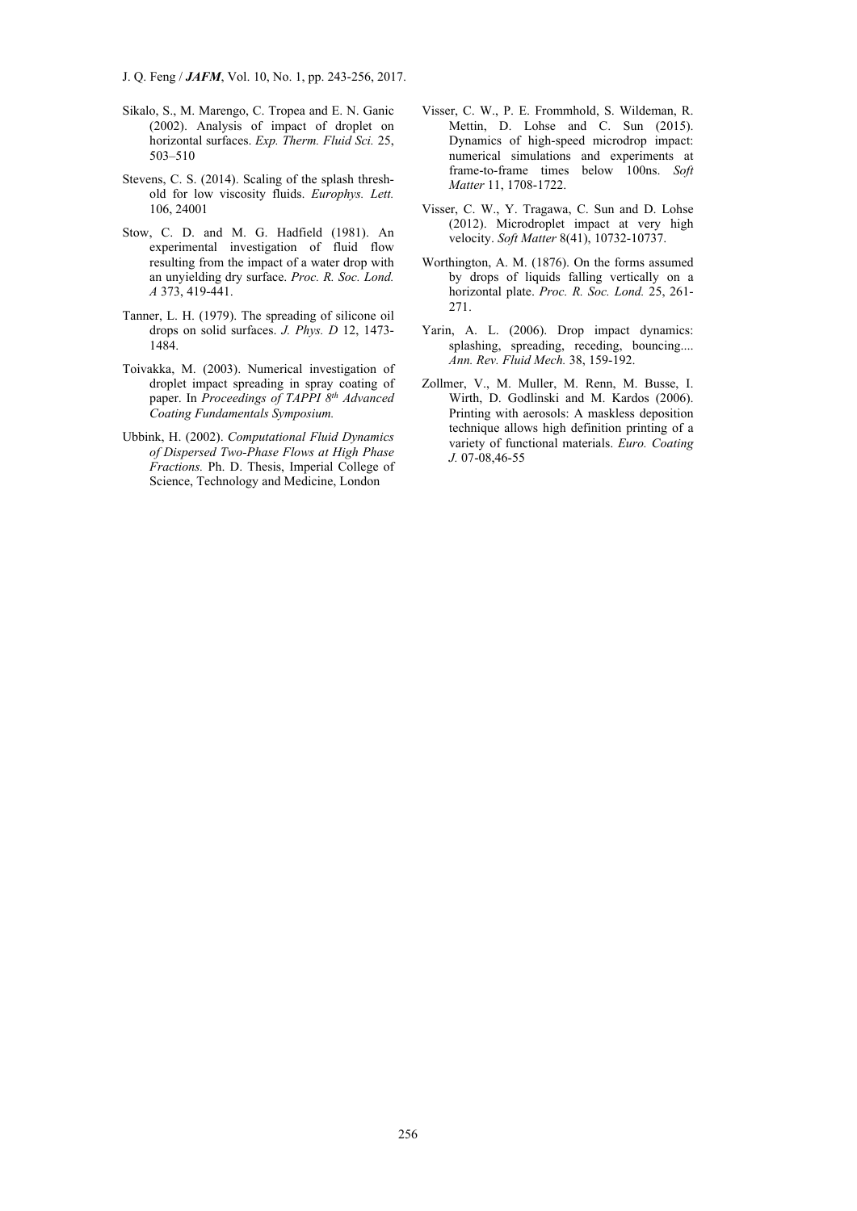Sikalo, S., M. Marengo, C. Tropea and E. N. Ganic (2002). Analysis of impact of droplet on horizontal surfaces. *Exp. Therm. Fluid Sci.* 25, 503–510

Stevens, C. S. (2014). Scaling of the splash threshold for low viscosity fluids. *Europhys. Lett.* 106, 24001

Stow, C. D. and M. G. Hadfield (1981). An experimental investigation of fluid flow resulting from the impact of a water drop with an unyielding dry surface. *Proc. R. Soc. Lond. A* 373, 419-441.

Tanner, L. H. (1979). The spreading of silicone oil drops on solid surfaces. *J. Phys. D* 12, 1473-1484.

Toivakka, M. (2003). Numerical investigation of droplet impact spreading in spray coating of paper. In *Proceedings of TAPPI 8th Advanced Coating Fundamentals Symposium.*

Ubbink, H. (2002). *Computational Fluid Dynamics of Dispersed Two-Phase Flows at High Phase Fractions.* Ph. D. Thesis, Imperial College of Science, Technology and Medicine, London

Visser, C. W., P. E. Frommhold, S. Wildeman, R. Mettin, D. Lohse and C. Sun (2015). Dynamics of high-speed microdrop impact: numerical simulations and experiments at frame-to-frame times below 100ns. *Soft Matter* 11, 1708-1722.

Visser, C. W., Y. Tragawa, C. Sun and D. Lohse (2012). Microdroplet impact at very high velocity. *Soft Matter* 8(41), 10732-10737.

Worthington, A. M. (1876). On the forms assumed by drops of liquids falling vertically on a horizontal plate. *Proc. R. Soc. Lond.* 25, 261-271.

Yarin, A. L. (2006). Drop impact dynamics: splashing, spreading, receding, bouncing.... *Ann. Rev. Fluid Mech.* 38, 159-192.

Zollmer, V., M. Muller, M. Renn, M. Busse, I. Wirth, D. Godlinski and M. Kardos (2006). Printing with aerosols: A maskless deposition technique allows high definition printing of a variety of functional materials. *Euro. Coating J.* 07-08,46-55